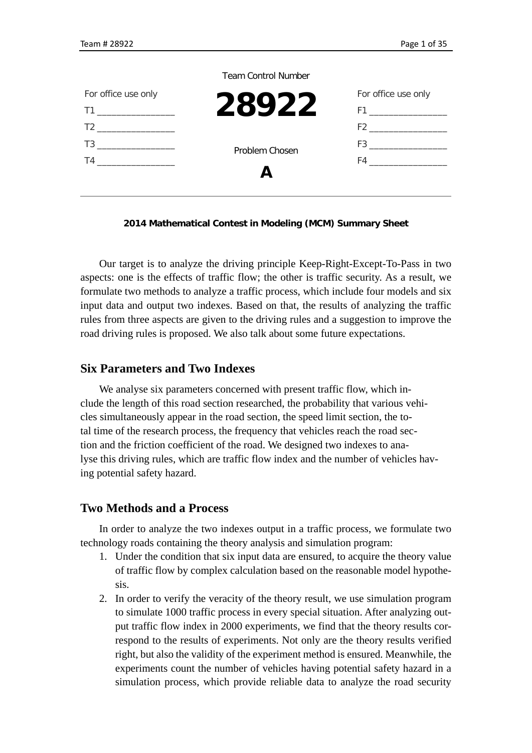Team Control Number

For office use only

T1 ________________

T2 ________________

T3 ________________

T4 ________________

# 28922

Problem Chosen

**A**

For office use only

F1 ________________

F2 ________________

F3 ________________

F4 ________________

---

**2014 Mathematical Contest in Modeling (MCM) Summary Sheet**

Our target is to analyze the driving principle Keep-Right-Except-To-Pass in two aspects: one is the effects of traffic flow; the other is traffic security. As a result, we formulate two methods to analyze a traffic process, which include four models and six input data and output two indexes. Based on that, the results of analyzing the traffic rules from three aspects are given to the driving rules and a suggestion to improve the road driving rules is proposed. We also talk about some future expectations.

## Six Parameters and Two Indexes

We analyse six parameters concerned with present traffic flow, which include the length of this road section researched, the probability that various vehicles simultaneously appear in the road section, the speed limit section, the total time of the research process, the frequency that vehicles reach the road section and the friction coefficient of the road. We designed two indexes to analyse this driving rules, which are traffic flow index and the number of vehicles having potential safety hazard.

## Two Methods and a Process

In order to analyze the two indexes output in a traffic process, we formulate two technology roads containing the theory analysis and simulation program:

1. Under the condition that six input data are ensured, to acquire the theory value of traffic flow by complex calculation based on the reasonable model hypothesis.
2. In order to verify the veracity of the theory result, we use simulation program to simulate 1000 traffic process in every special situation. After analyzing output traffic flow index in 2000 experiments, we find that the theory results correspond to the results of experiments. Not only are the theory results verified right, but also the validity of the experiment method is ensured. Meanwhile, the experiments count the number of vehicles having potential safety hazard in a simulation process, which provide reliable data to analyze the road security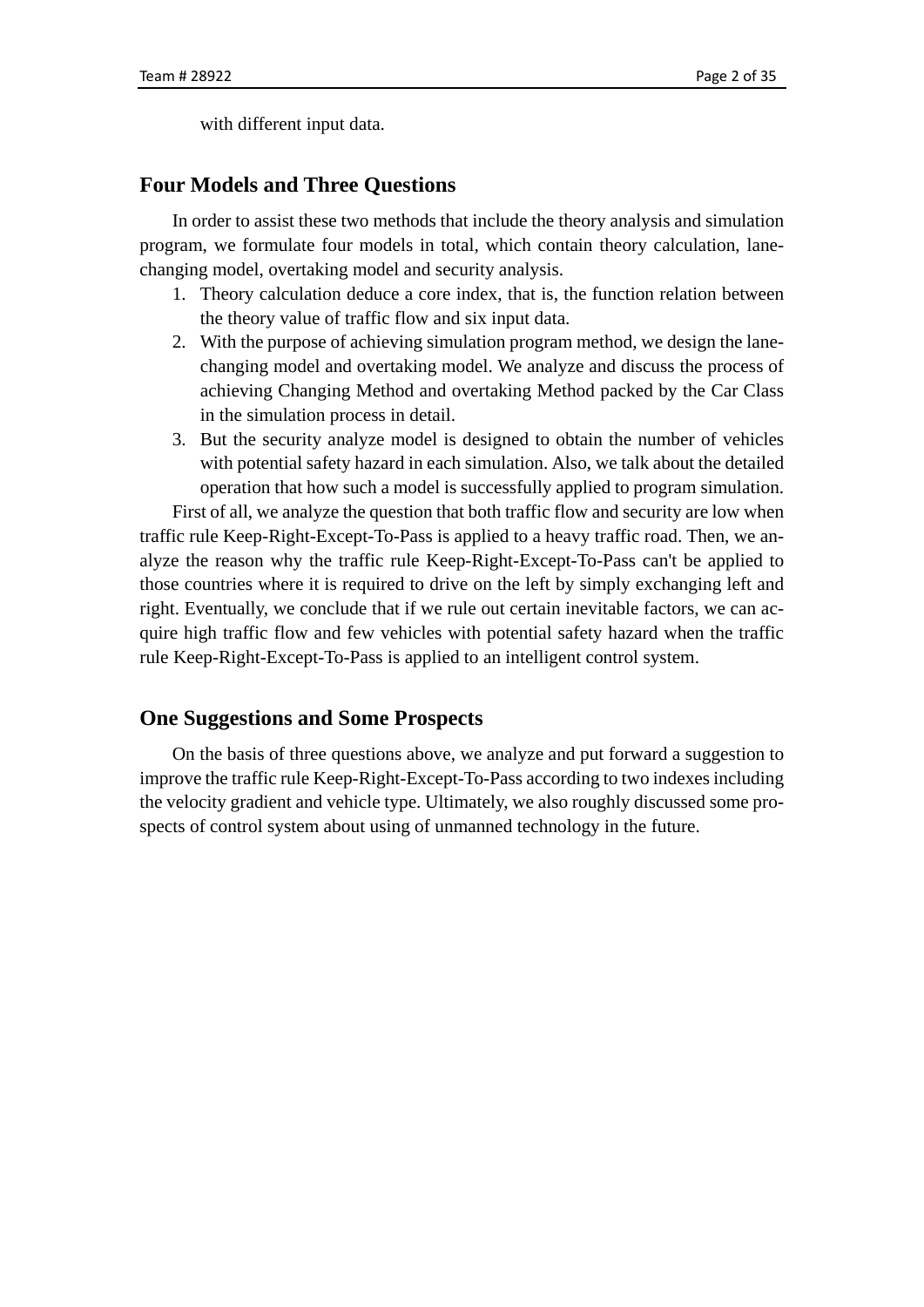with different input data.

## Four Models and Three Questions

In order to assist these two methods that include the theory analysis and simulation program, we formulate four models in total, which contain theory calculation, lane-changing model, overtaking model and security analysis.

1. Theory calculation deduce a core index, that is, the function relation between the theory value of traffic flow and six input data.
2. With the purpose of achieving simulation program method, we design the lane-changing model and overtaking model. We analyze and discuss the process of achieving Changing Method and overtaking Method packed by the Car Class in the simulation process in detail.
3. But the security analyze model is designed to obtain the number of vehicles with potential safety hazard in each simulation. Also, we talk about the detailed operation that how such a model is successfully applied to program simulation.

First of all, we analyze the question that both traffic flow and security are low when traffic rule Keep-Right-Except-To-Pass is applied to a heavy traffic road. Then, we analyze the reason why the traffic rule Keep-Right-Except-To-Pass can't be applied to those countries where it is required to drive on the left by simply exchanging left and right. Eventually, we conclude that if we rule out certain inevitable factors, we can acquire high traffic flow and few vehicles with potential safety hazard when the traffic rule Keep-Right-Except-To-Pass is applied to an intelligent control system.

## One Suggestions and Some Prospects

On the basis of three questions above, we analyze and put forward a suggestion to improve the traffic rule Keep-Right-Except-To-Pass according to two indexes including the velocity gradient and vehicle type. Ultimately, we also roughly discussed some prospects of control system about using of unmanned technology in the future.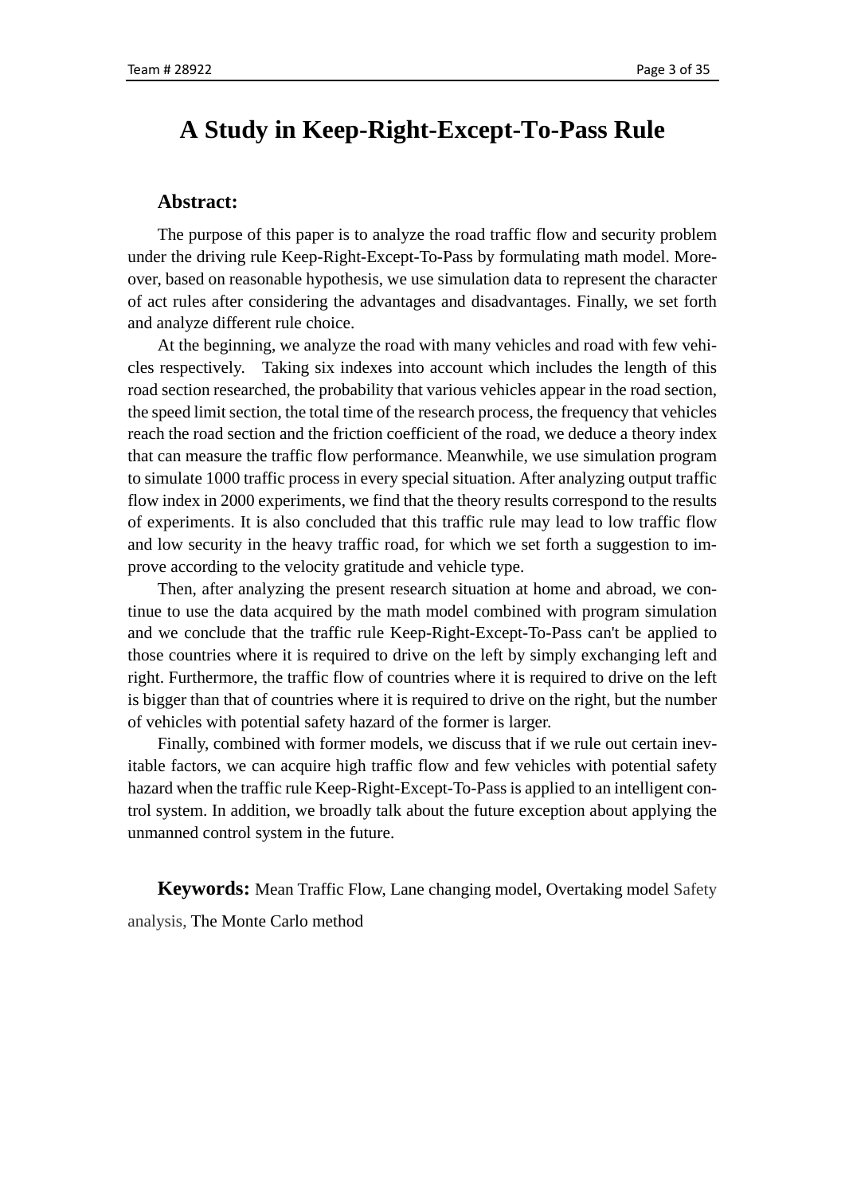# A Study in Keep-Right-Except-To-Pass Rule

## Abstract:

The purpose of this paper is to analyze the road traffic flow and security problem under the driving rule Keep-Right-Except-To-Pass by formulating math model. Moreover, based on reasonable hypothesis, we use simulation data to represent the character of act rules after considering the advantages and disadvantages. Finally, we set forth and analyze different rule choice.

At the beginning, we analyze the road with many vehicles and road with few vehicles respectively. Taking six indexes into account which includes the length of this road section researched, the probability that various vehicles appear in the road section, the speed limit section, the total time of the research process, the frequency that vehicles reach the road section and the friction coefficient of the road, we deduce a theory index that can measure the traffic flow performance. Meanwhile, we use simulation program to simulate 1000 traffic process in every special situation. After analyzing output traffic flow index in 2000 experiments, we find that the theory results correspond to the results of experiments. It is also concluded that this traffic rule may lead to low traffic flow and low security in the heavy traffic road, for which we set forth a suggestion to improve according to the velocity gratitude and vehicle type.

Then, after analyzing the present research situation at home and abroad, we continue to use the data acquired by the math model combined with program simulation and we conclude that the traffic rule Keep-Right-Except-To-Pass can't be applied to those countries where it is required to drive on the left by simply exchanging left and right. Furthermore, the traffic flow of countries where it is required to drive on the left is bigger than that of countries where it is required to drive on the right, but the number of vehicles with potential safety hazard of the former is larger.

Finally, combined with former models, we discuss that if we rule out certain inevitable factors, we can acquire high traffic flow and few vehicles with potential safety hazard when the traffic rule Keep-Right-Except-To-Pass is applied to an intelligent control system. In addition, we broadly talk about the future exception about applying the unmanned control system in the future.

**Keywords:** Mean Traffic Flow, Lane changing model, Overtaking model Safety analysis, The Monte Carlo method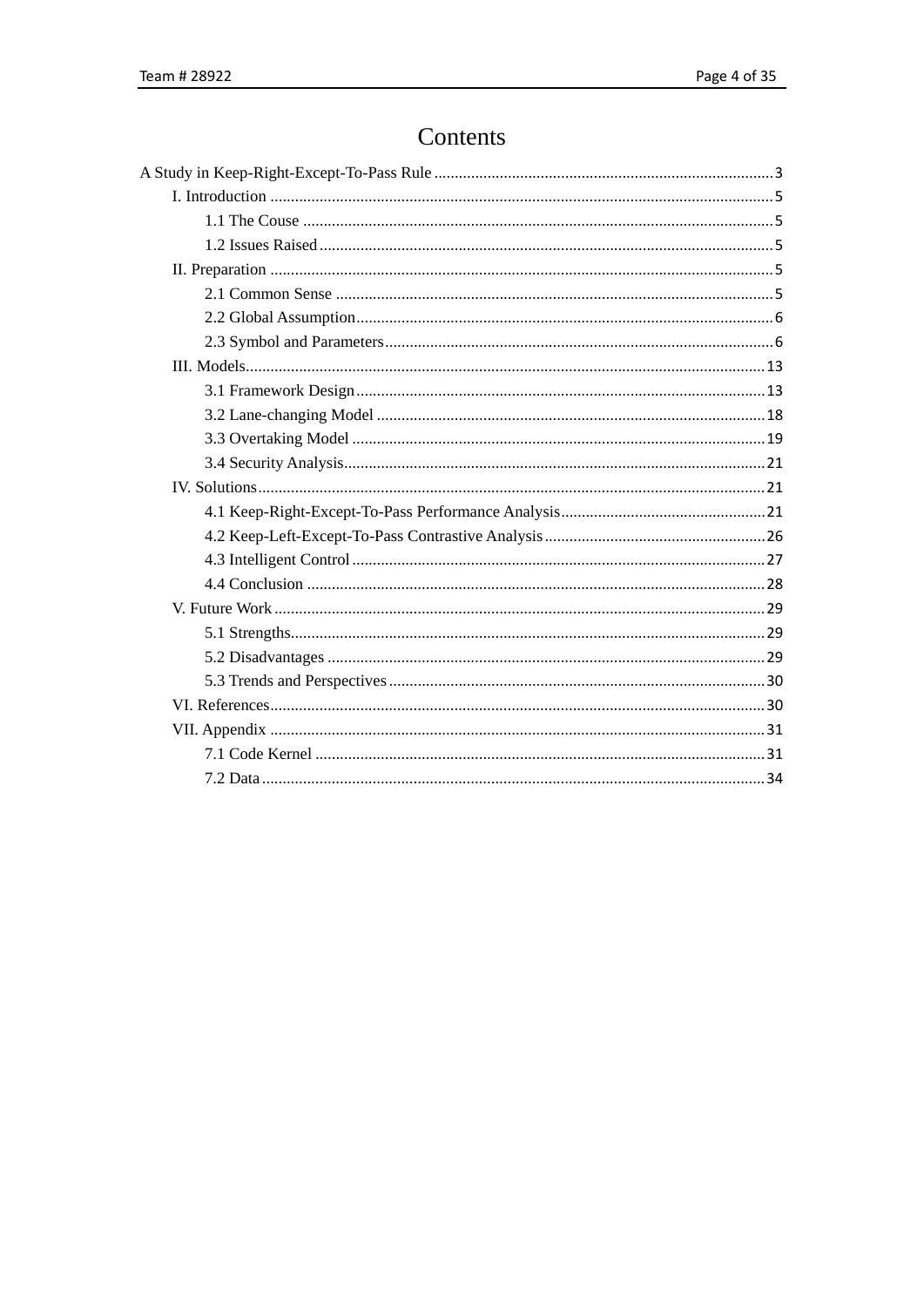# Contents

A Study in Keep-Right-Except-To-Pass Rule ........................................ 3

- I. Introduction ........................................ 5
  - 1.1 The Couse ........................................ 5
  - 1.2 Issues Raised ........................................ 5
- II. Preparation ........................................ 5
  - 2.1 Common Sense ........................................ 5
  - 2.2 Global Assumption ........................................ 6
  - 2.3 Symbol and Parameters ........................................ 6
- III. Models ........................................ 13
  - 3.1 Framework Design ........................................ 13
  - 3.2 Lane-changing Model ........................................ 18
  - 3.3 Overtaking Model ........................................ 19
  - 3.4 Security Analysis ........................................ 21
- IV. Solutions ........................................ 21
  - 4.1 Keep-Right-Except-To-Pass Performance Analysis ........................................ 21
  - 4.2 Keep-Left-Except-To-Pass Contrastive Analysis ........................................ 26
  - 4.3 Intelligent Control ........................................ 27
  - 4.4 Conclusion ........................................ 28
- V. Future Work ........................................ 29
  - 5.1 Strengths ........................................ 29
  - 5.2 Disadvantages ........................................ 29
  - 5.3 Trends and Perspectives ........................................ 30
- VI. References ........................................ 30
- VII. Appendix ........................................ 31
  - 7.1 Code Kernel ........................................ 31
  - 7.2 Data ........................................ 34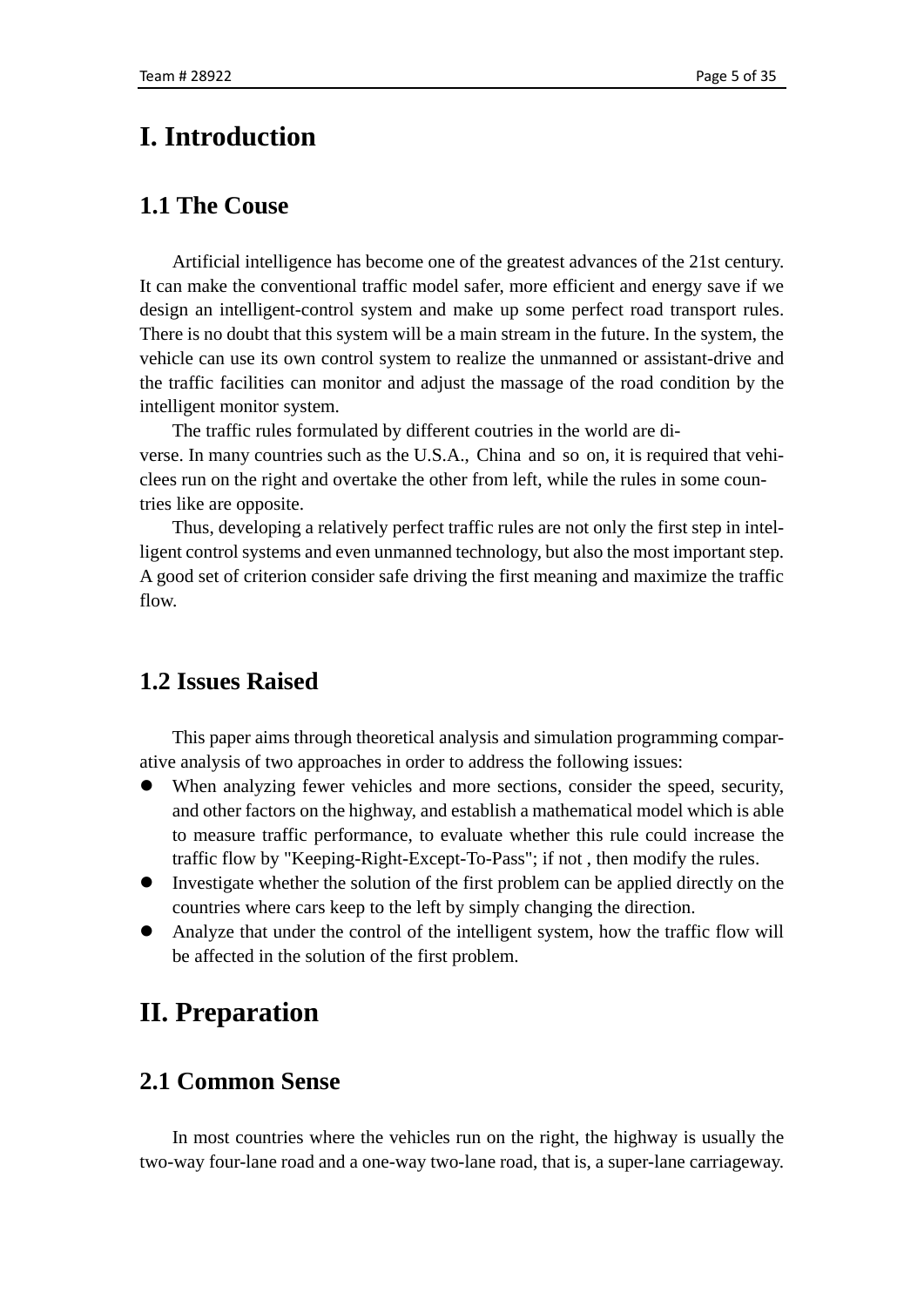# I. Introduction

## 1.1 The Couse

Artificial intelligence has become one of the greatest advances of the 21st century. It can make the conventional traffic model safer, more efficient and energy save if we design an intelligent-control system and make up some perfect road transport rules. There is no doubt that this system will be a main stream in the future. In the system, the vehicle can use its own control system to realize the unmanned or assistant-drive and the traffic facilities can monitor and adjust the massage of the road condition by the intelligent monitor system.

The traffic rules formulated by different coutries in the world are diverse. In many countries such as the U.S.A., China and so on, it is required that vehiclees run on the right and overtake the other from left, while the rules in some countries like are opposite.

Thus, developing a relatively perfect traffic rules are not only the first step in intelligent control systems and even unmanned technology, but also the most important step. A good set of criterion consider safe driving the first meaning and maximize the traffic flow.

## 1.2 Issues Raised

This paper aims through theoretical analysis and simulation programming comparative analysis of two approaches in order to address the following issues:

- When analyzing fewer vehicles and more sections, consider the speed, security, and other factors on the highway, and establish a mathematical model which is able to measure traffic performance, to evaluate whether this rule could increase the traffic flow by "Keeping-Right-Except-To-Pass"; if not , then modify the rules.
- Investigate whether the solution of the first problem can be applied directly on the countries where cars keep to the left by simply changing the direction.
- Analyze that under the control of the intelligent system, how the traffic flow will be affected in the solution of the first problem.

# II. Preparation

## 2.1 Common Sense

In most countries where the vehicles run on the right, the highway is usually the two-way four-lane road and a one-way two-lane road, that is, a super-lane carriageway.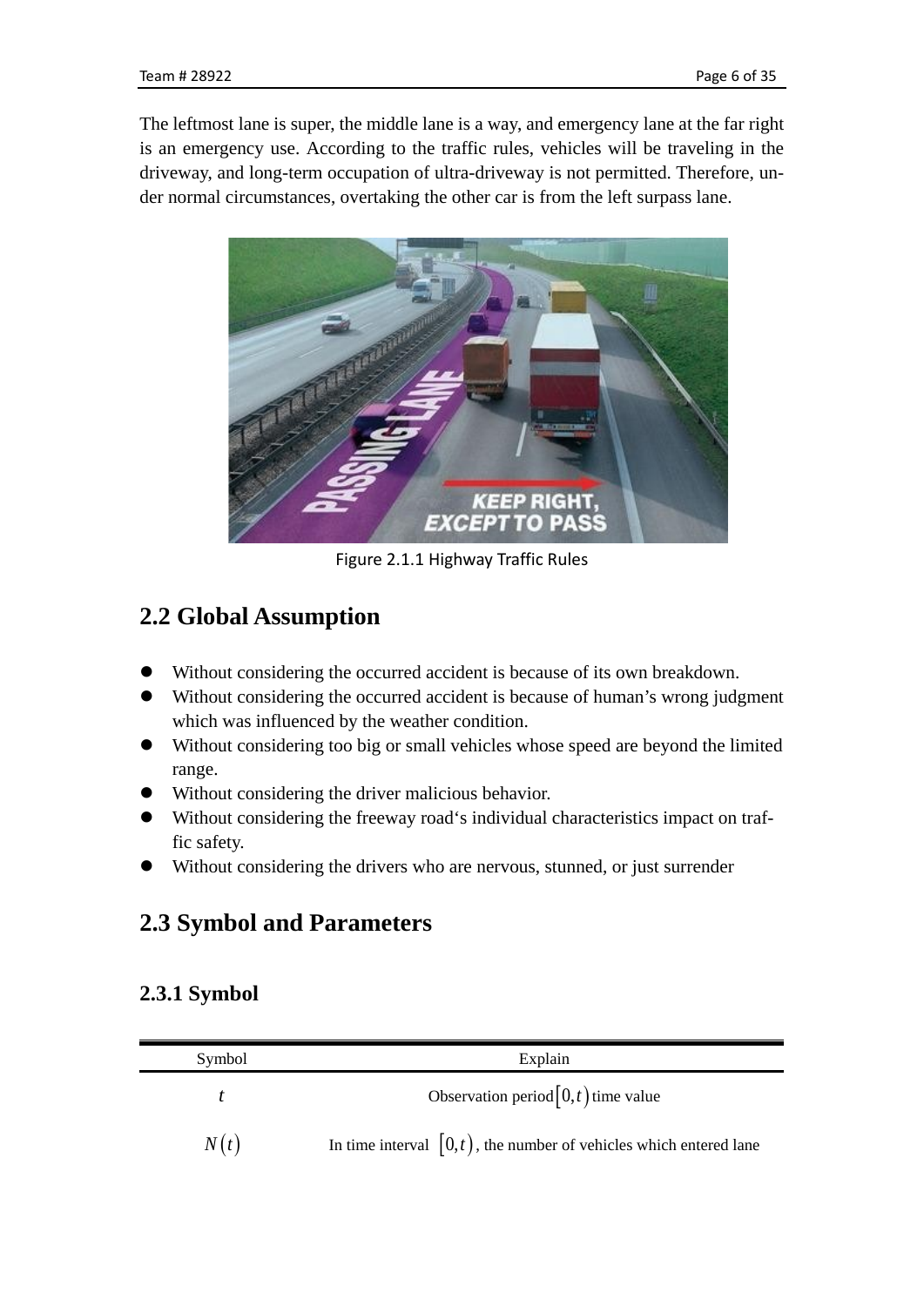The leftmost lane is super, the middle lane is a way, and emergency lane at the far right is an emergency use. According to the traffic rules, vehicles will be traveling in the driveway, and long-term occupation of ultra-driveway is not permitted. Therefore, under normal circumstances, overtaking the other car is from the left surpass lane.

Figure 2.1.1 Highway Traffic Rules

## 2.2 Global Assumption

- Without considering the occurred accident is because of its own breakdown.
- Without considering the occurred accident is because of human's wrong judgment which was influenced by the weather condition.
- Without considering too big or small vehicles whose speed are beyond the limited range.
- Without considering the driver malicious behavior.
- Without considering the freeway road's individual characteristics impact on traffic safety.
- Without considering the drivers who are nervous, stunned, or just surrender

## 2.3 Symbol and Parameters

### 2.3.1 Symbol

| Symbol | Explain |
| --- | --- |
| $t$ | Observation period $[0,t)$ time value |
| $N(t)$ | In time interval $[0,t)$, the number of vehicles which entered lane |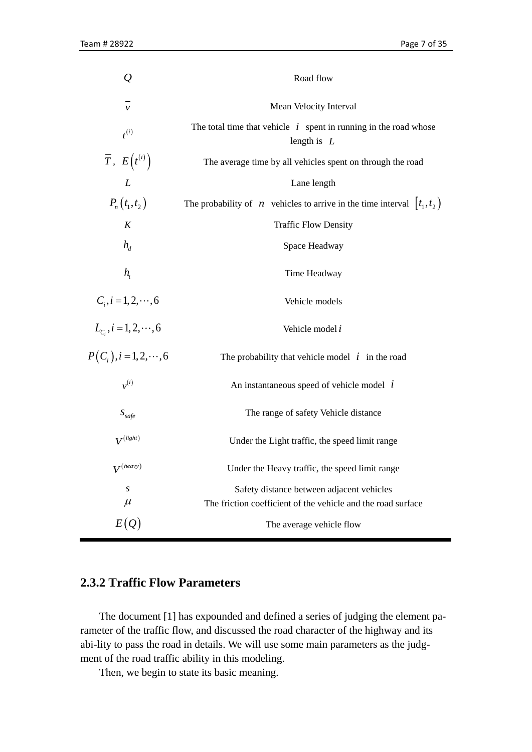| | |
|---|---|
| $Q$ | Road flow |
| $\bar{v}$ | Mean Velocity Interval |
| $t^{(i)}$ | The total time that vehicle $i$ spent in running in the road whose length is $L$ |
| $\bar{T}$, $E\left(t^{(i)}\right)$ | The average time by all vehicles spent on through the road |
| $L$ | Lane length |
| $P_n\left(t_1,t_2\right)$ | The probability of $n$ vehicles to arrive in the time interval $\left[t_1,t_2\right)$ |
| $K$ | Traffic Flow Density |
| $h_d$ | Space Headway |
| $h_t$ | Time Headway |
| $C_i, i=1,2,\cdots,6$ | Vehicle models |
| $L_{C_i}, i=1,2,\cdots,6$ | Vehicle model $i$ |
| $P\left(C_i\right), i=1,2,\cdots,6$ | The probability that vehicle model $i$ in the road |
| $v^{(i)}$ | An instantaneous speed of vehicle model $i$ |
| $s_{safe}$ | The range of safety Vehicle distance |
| $V^{(light)}$ | Under the Light traffic, the speed limit range |
| $V^{(heavy)}$ | Under the Heavy traffic, the speed limit range |
| $s$ | Safety distance between adjacent vehicles |
| $\mu$ | The friction coefficient of the vehicle and the road surface |
| $E(Q)$ | The average vehicle flow |

### 2.3.2 Traffic Flow Parameters

The document [1] has expounded and defined a series of judging the element parameter of the traffic flow, and discussed the road character of the highway and its abi-lity to pass the road in details. We will use some main parameters as the judgment of the road traffic ability in this modeling.

Then, we begin to state its basic meaning.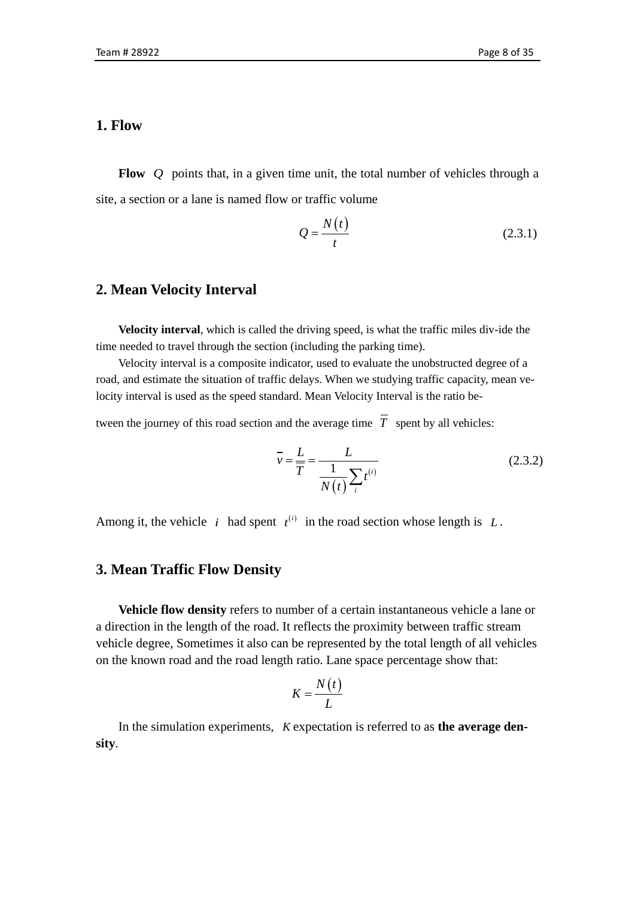## 1. Flow

**Flow** $Q$ points that, in a given time unit, the total number of vehicles through a site, a section or a lane is named flow or traffic volume

$$Q = \frac{N(t)}{t} \tag{2.3.1}$$

## 2. Mean Velocity Interval

**Velocity interval**, which is called the driving speed, is what the traffic miles div-ide the time needed to travel through the section (including the parking time).

Velocity interval is a composite indicator, used to evaluate the unobstructed degree of a road, and estimate the situation of traffic delays. When we studying traffic capacity, mean velocity interval is used as the speed standard. Mean Velocity Interval is the ratio between the journey of this road section and the average time $\overline{T}$ spent by all vehicles:

$$\overline{v} = \frac{L}{\overline{T}} = \frac{L}{\frac{1}{N(t)}\sum_i t^{(i)}} \tag{2.3.2}$$

Among it, the vehicle $i$ had spent $t^{(i)}$ in the road section whose length is $L$.

## 3. Mean Traffic Flow Density

**Vehicle flow density** refers to number of a certain instantaneous vehicle a lane or a direction in the length of the road. It reflects the proximity between traffic stream vehicle degree, Sometimes it also can be represented by the total length of all vehicles on the known road and the road length ratio. Lane space percentage show that:

$$K = \frac{N(t)}{L}$$

In the simulation experiments, $K$ expectation is referred to as **the average density**.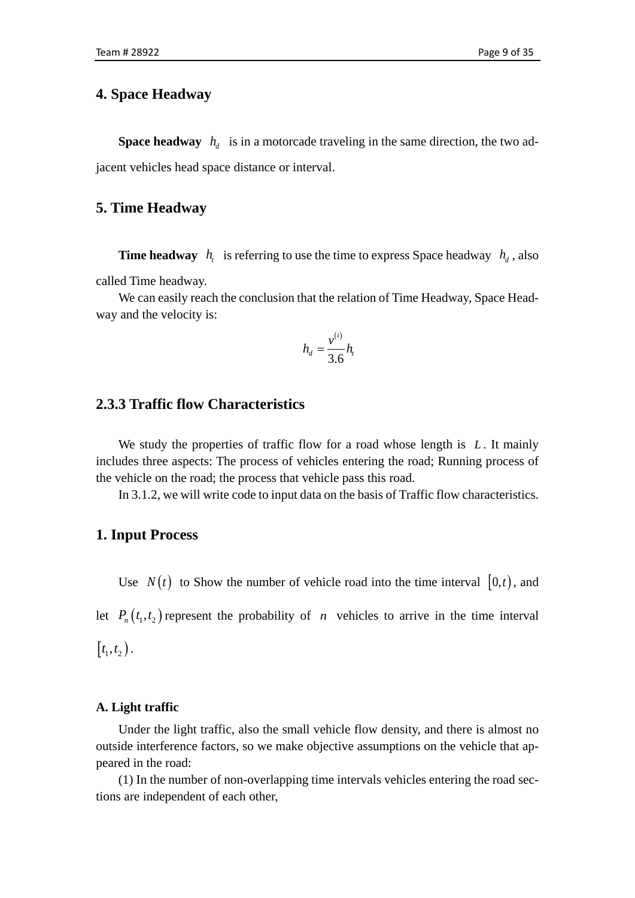## 4. Space Headway

**Space headway** $h_d$ is in a motorcade traveling in the same direction, the two adjacent vehicles head space distance or interval.

## 5. Time Headway

**Time headway** $h_t$ is referring to use the time to express Space headway $h_d$, also called Time headway.

We can easily reach the conclusion that the relation of Time Headway, Space Headway and the velocity is:

$$h_d = \frac{v^{(i)}}{3.6} h_t$$

## 2.3.3 Traffic flow Characteristics

We study the properties of traffic flow for a road whose length is $L$. It mainly includes three aspects: The process of vehicles entering the road; Running process of the vehicle on the road; the process that vehicle pass this road.

In 3.1.2, we will write code to input data on the basis of Traffic flow characteristics.

## 1. Input Process

Use $N(t)$ to Show the number of vehicle road into the time interval $[0,t)$, and let $P_n(t_1,t_2)$ represent the probability of $n$ vehicles to arrive in the time interval $[t_1,t_2)$.

#### A. Light traffic

Under the light traffic, also the small vehicle flow density, and there is almost no outside interference factors, so we make objective assumptions on the vehicle that appeared in the road:

(1) In the number of non-overlapping time intervals vehicles entering the road sections are independent of each other,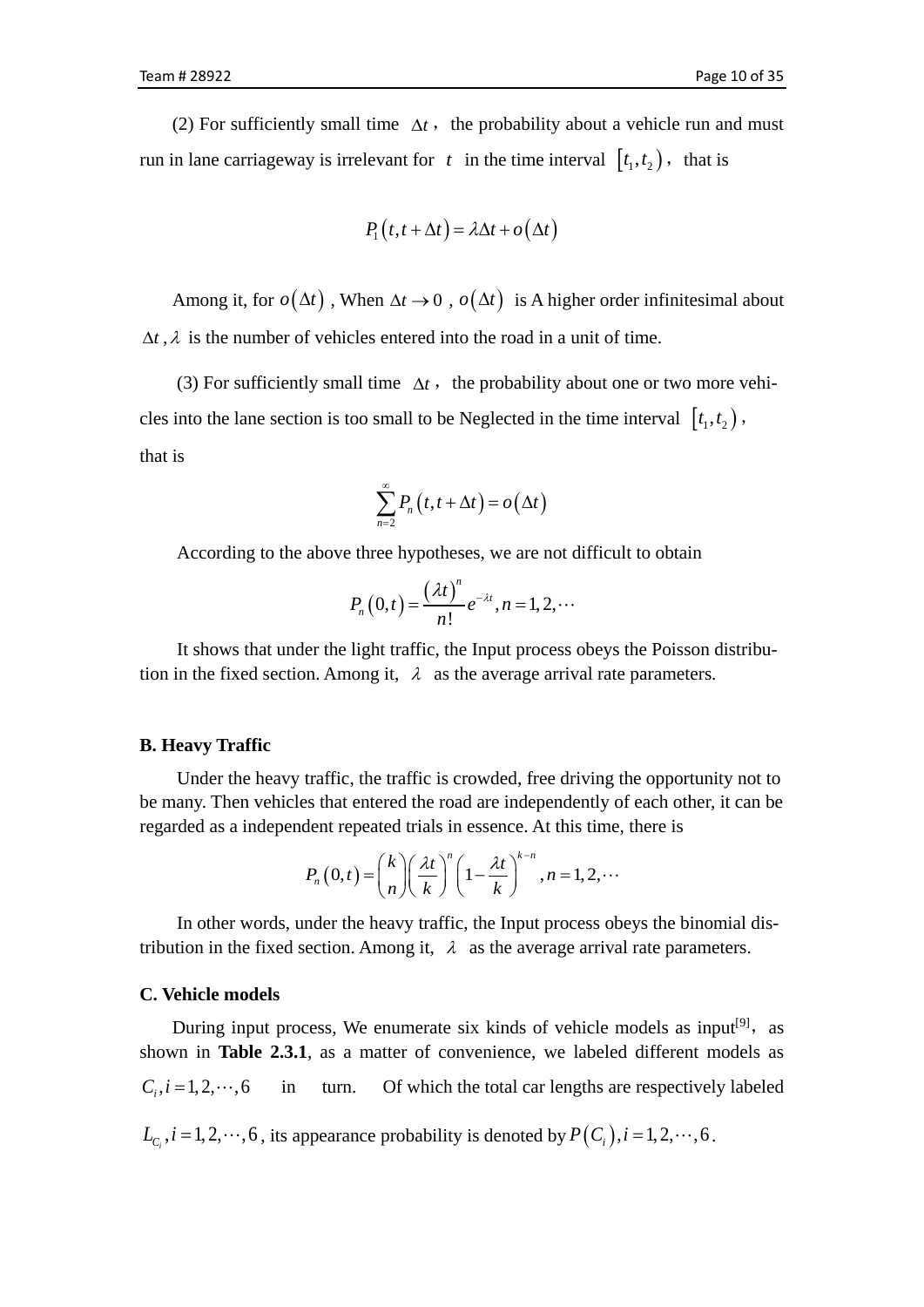(2) For sufficiently small time $\Delta t$, the probability about a vehicle run and must run in lane carriageway is irrelevant for $t$ in the time interval $[t_1, t_2)$, that is

$$P_1(t, t+\Delta t) = \lambda \Delta t + o(\Delta t)$$

Among it, for $o(\Delta t)$, When $\Delta t \to 0$, $o(\Delta t)$ is A higher order infinitesimal about $\Delta t$, $\lambda$ is the number of vehicles entered into the road in a unit of time.

(3) For sufficiently small time $\Delta t$, the probability about one or two more vehicles into the lane section is too small to be Neglected in the time interval $[t_1, t_2)$, that is

$$\sum_{n=2}^{\infty} P_n(t, t+\Delta t) = o(\Delta t)$$

According to the above three hypotheses, we are not difficult to obtain

$$P_n(0,t) = \frac{(\lambda t)^n}{n!} e^{-\lambda t}, n = 1, 2, \cdots$$

It shows that under the light traffic, the Input process obeys the Poisson distribution in the fixed section. Among it, $\lambda$ as the average arrival rate parameters.

**B. Heavy Traffic**

Under the heavy traffic, the traffic is crowded, free driving the opportunity not to be many. Then vehicles that entered the road are independently of each other, it can be regarded as a independent repeated trials in essence. At this time, there is

$$P_n(0,t) = \binom{k}{n} \left(\frac{\lambda t}{k}\right)^n \left(1 - \frac{\lambda t}{k}\right)^{k-n}, n = 1, 2, \cdots$$

In other words, under the heavy traffic, the Input process obeys the binomial distribution in the fixed section. Among it, $\lambda$ as the average arrival rate parameters.

**C. Vehicle models**

During input process, We enumerate six kinds of vehicle models as input[9], as shown in **Table 2.3.1**, as a matter of convenience, we labeled different models as $C_i, i = 1, 2, \cdots, 6$ in turn. Of which the total car lengths are respectively labeled $L_{C_i}, i = 1, 2, \cdots, 6$, its appearance probability is denoted by $P(C_i), i = 1, 2, \cdots, 6$.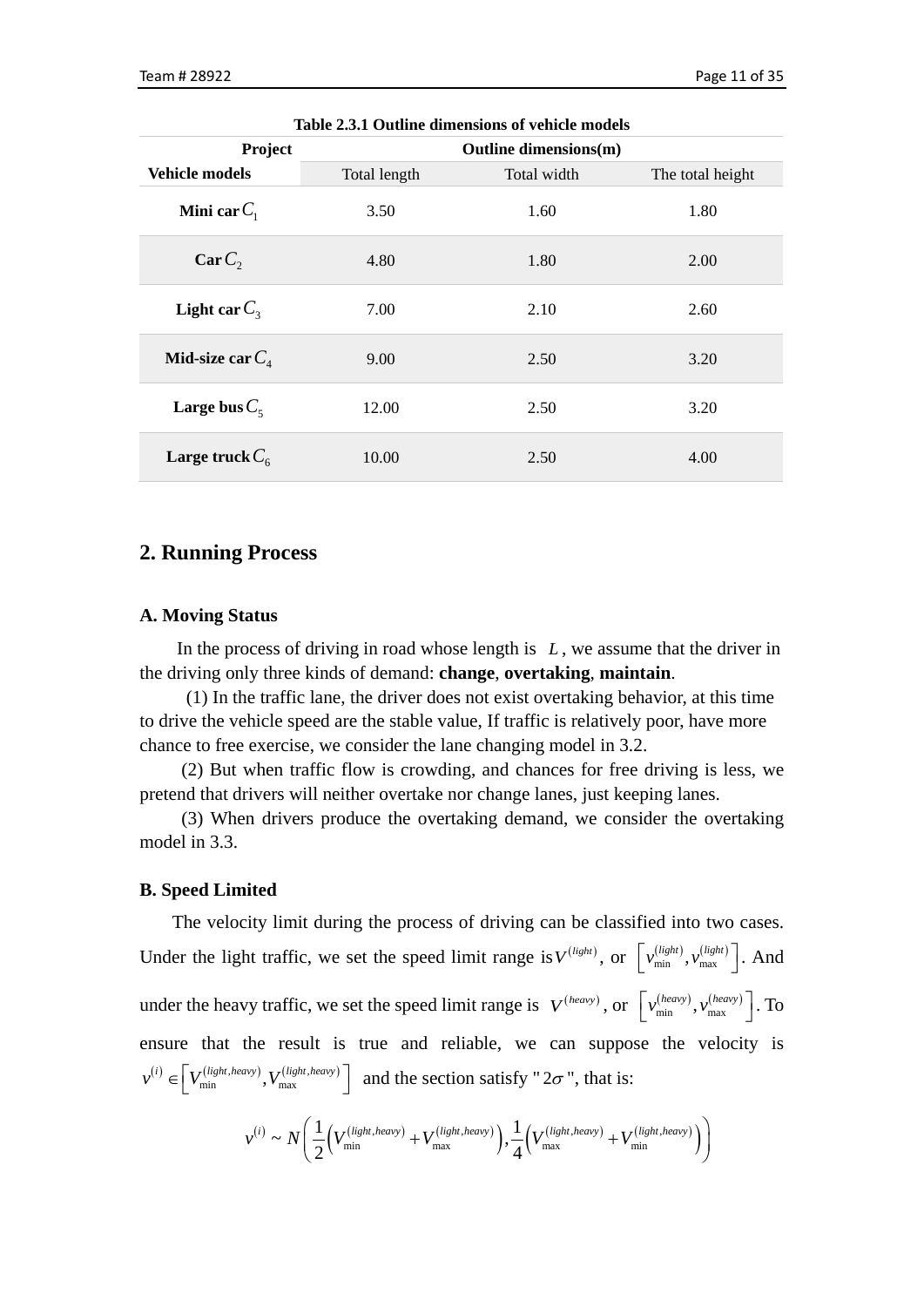**Table 2.3.1 Outline dimensions of vehicle models**

| Project | Outline dimensions(m) | | |
|---|---|---|---|
| **Vehicle models** | Total length | Total width | The total height |
| **Mini car** $C_1$ | 3.50 | 1.60 | 1.80 |
| **Car** $C_2$ | 4.80 | 1.80 | 2.00 |
| **Light car** $C_3$ | 7.00 | 2.10 | 2.60 |
| **Mid-size car** $C_4$ | 9.00 | 2.50 | 3.20 |
| **Large bus** $C_5$ | 12.00 | 2.50 | 3.20 |
| **Large truck** $C_6$ | 10.00 | 2.50 | 4.00 |

## 2. Running Process

### A. Moving Status

In the process of driving in road whose length is $L$, we assume that the driver in the driving only three kinds of demand: **change**, **overtaking**, **maintain**.

(1) In the traffic lane, the driver does not exist overtaking behavior, at this time to drive the vehicle speed are the stable value, If traffic is relatively poor, have more chance to free exercise, we consider the lane changing model in 3.2.

(2) But when traffic flow is crowding, and chances for free driving is less, we pretend that drivers will neither overtake nor change lanes, just keeping lanes.

(3) When drivers produce the overtaking demand, we consider the overtaking model in 3.3.

### B. Speed Limited

The velocity limit during the process of driving can be classified into two cases. Under the light traffic, we set the speed limit range is $V^{(light)}$, or $\left[v_{\min}^{(light)}, v_{\max}^{(light)}\right]$. And under the heavy traffic, we set the speed limit range is $V^{(heavy)}$, or $\left[v_{\min}^{(heavy)}, v_{\max}^{(heavy)}\right]$. To ensure that the result is true and reliable, we can suppose the velocity is $v^{(i)} \in \left[V_{\min}^{(light,heavy)}, V_{\max}^{(light,heavy)}\right]$ and the section satisfy "$2\sigma$", that is:

$$v^{(i)} \sim N\left(\frac{1}{2}\left(V_{\min}^{(light,heavy)} + V_{\max}^{(light,heavy)}\right), \frac{1}{4}\left(V_{\max}^{(light,heavy)} + V_{\min}^{(light,heavy)}\right)\right)$$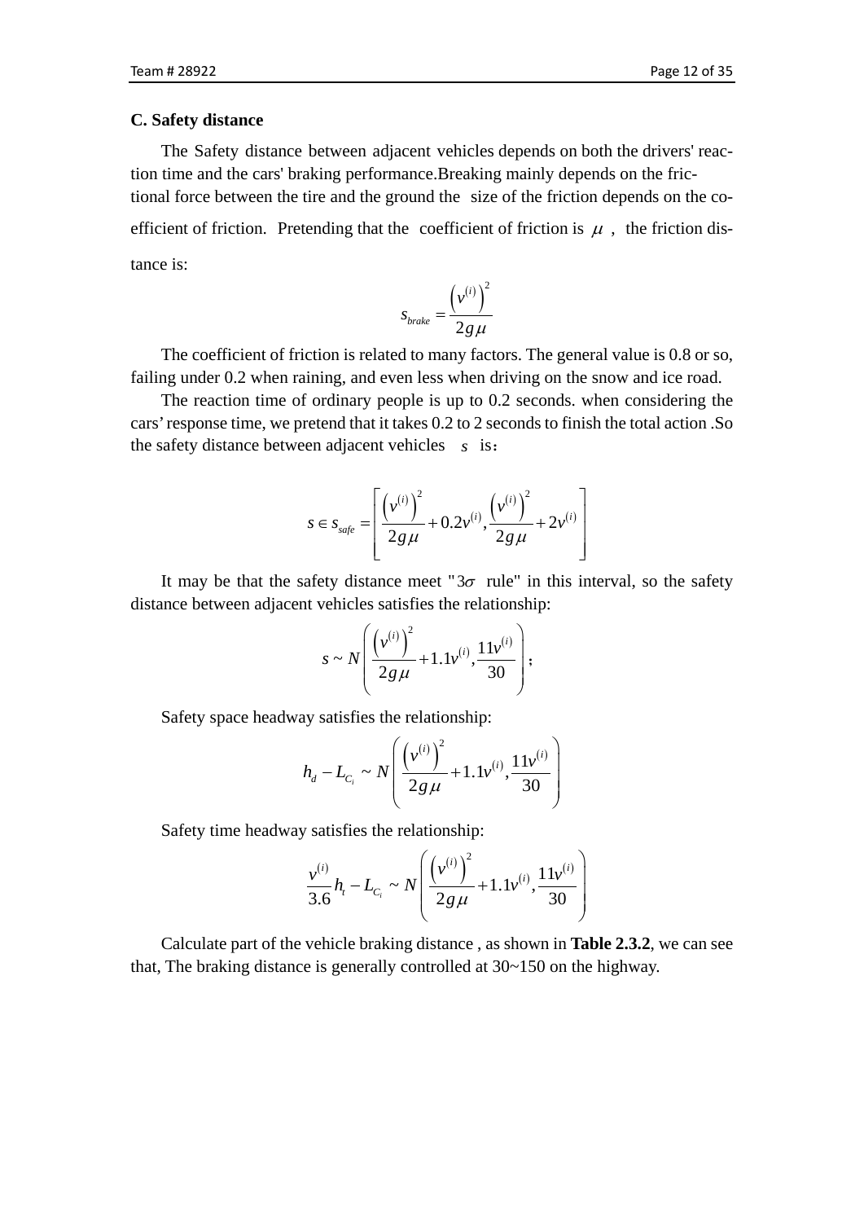**C. Safety distance**

The Safety distance between adjacent vehicles depends on both the drivers' reaction time and the cars' braking performance.Breaking mainly depends on the frictional force between the tire and the ground the size of the friction depends on the coefficient of friction. Pretending that the coefficient of friction is $\mu$, the friction distance is:

$$s_{brake} = \frac{\left(v^{(i)}\right)^2}{2g\mu}$$

The coefficient of friction is related to many factors. The general value is 0.8 or so, failing under 0.2 when raining, and even less when driving on the snow and ice road.

The reaction time of ordinary people is up to 0.2 seconds. when considering the cars' response time, we pretend that it takes 0.2 to 2 seconds to finish the total action .So the safety distance between adjacent vehicles $s$ is：

$$s \in s_{safe} = \left[\frac{\left(v^{(i)}\right)^2}{2g\mu} + 0.2v^{(i)}, \frac{\left(v^{(i)}\right)^2}{2g\mu} + 2v^{(i)}\right]$$

It may be that the safety distance meet "$3\sigma$ rule" in this interval, so the safety distance between adjacent vehicles satisfies the relationship:

$$s \sim N\left(\frac{\left(v^{(i)}\right)^2}{2g\mu} + 1.1v^{(i)}, \frac{11v^{(i)}}{30}\right);$$

Safety space headway satisfies the relationship:

$$h_d - L_{C_i} \sim N\left(\frac{\left(v^{(i)}\right)^2}{2g\mu} + 1.1v^{(i)}, \frac{11v^{(i)}}{30}\right)$$

Safety time headway satisfies the relationship:

$$\frac{v^{(i)}}{3.6}h_t - L_{C_i} \sim N\left(\frac{\left(v^{(i)}\right)^2}{2g\mu} + 1.1v^{(i)}, \frac{11v^{(i)}}{30}\right)$$

Calculate part of the vehicle braking distance , as shown in **Table 2.3.2**, we can see that, The braking distance is generally controlled at 30~150 on the highway.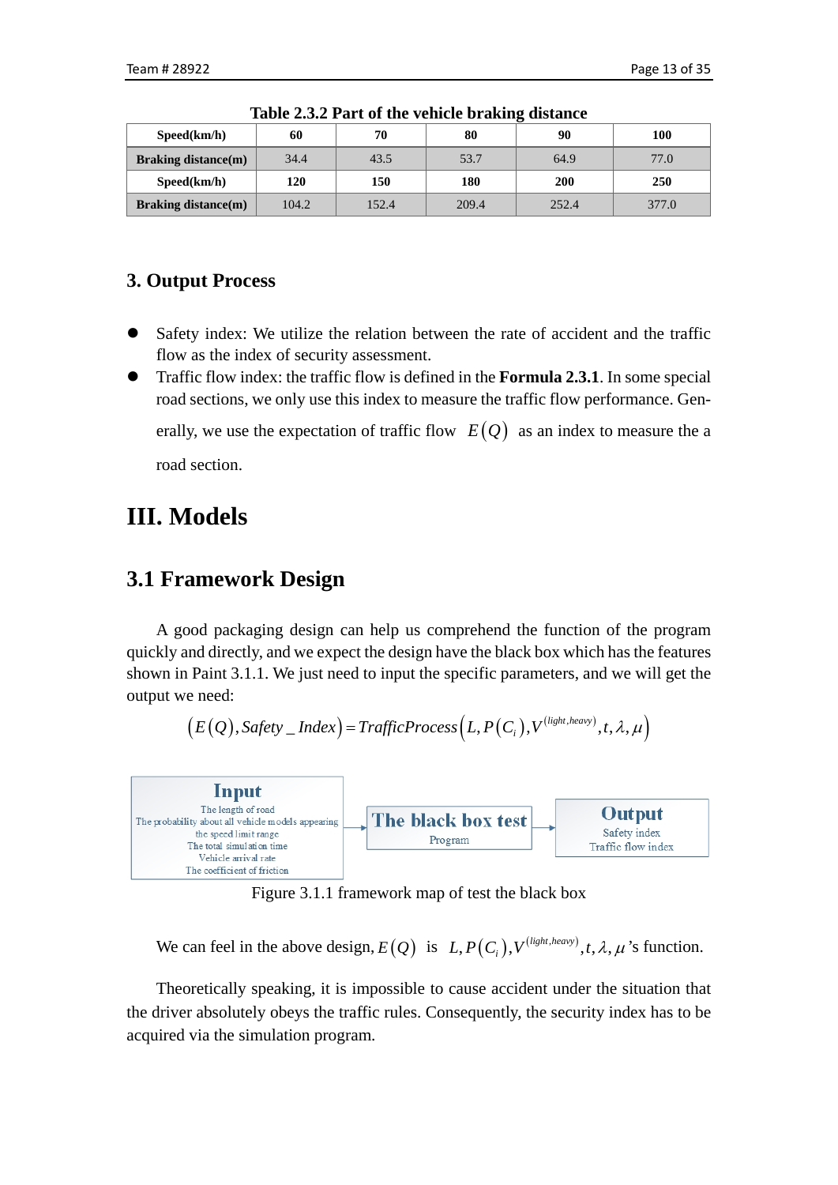Table 2.3.2 Part of the vehicle braking distance

| Speed(km/h) | 60 | 70 | 80 | 90 | 100 |
|---|---|---|---|---|---|
| Braking distance(m) | 34.4 | 43.5 | 53.7 | 64.9 | 77.0 |
| Speed(km/h) | 120 | 150 | 180 | 200 | 250 |
| Braking distance(m) | 104.2 | 152.4 | 209.4 | 252.4 | 377.0 |

### 3. Output Process

- Safety index: We utilize the relation between the rate of accident and the traffic flow as the index of security assessment.
- Traffic flow index: the traffic flow is defined in the **Formula 2.3.1**. In some special road sections, we only use this index to measure the traffic flow performance. Generally, we use the expectation of traffic flow $E(Q)$ as an index to measure the a road section.

# III. Models

## 3.1 Framework Design

A good packaging design can help us comprehend the function of the program quickly and directly, and we expect the design have the black box which has the features shown in Paint 3.1.1. We just need to input the specific parameters, and we will get the output we need:

$$\left(E(Q), Safety\_Index\right) = TrafficProcess\left(L, P(C_i), V^{(light,heavy)}, t, \lambda, \mu\right)$$

Input: The length of road; The probability about all vehicle models appearing; the speed limit range; The total simulation time; Vehicle arrival rate; The coefficient of friction → The black box test (Program) → Output: Safety index; Traffic flow index

Figure 3.1.1 framework map of test the black box

We can feel in the above design, $E(Q)$ is $L, P(C_i), V^{(light,heavy)}, t, \lambda, \mu$'s function.

Theoretically speaking, it is impossible to cause accident under the situation that the driver absolutely obeys the traffic rules. Consequently, the security index has to be acquired via the simulation program.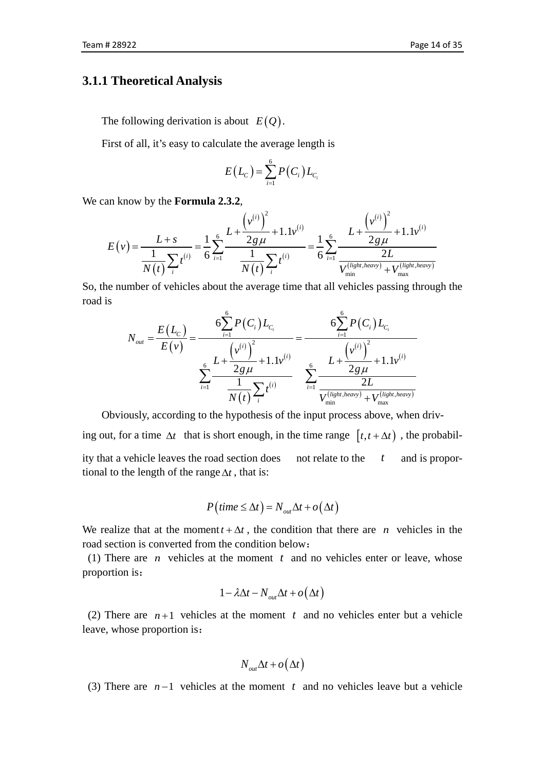### 3.1.1 Theoretical Analysis

The following derivation is about $E(Q)$.

First of all, it's easy to calculate the average length is

$$E(L_C) = \sum_{i=1}^{6} P(C_i) L_{C_i}$$

We can know by the **Formula 2.3.2**,

$$E(v) = \frac{L+s}{\frac{1}{N(t)}\sum_i t^{(i)}} = \frac{1}{6}\sum_{i=1}^{6} \frac{L + \frac{\left(v^{(i)}\right)^2}{2g\mu} + 1.1v^{(i)}}{\frac{1}{N(t)}\sum_i t^{(i)}} = \frac{1}{6}\sum_{i=1}^{6} \frac{L + \frac{\left(v^{(i)}\right)^2}{2g\mu} + 1.1v^{(i)}}{\frac{2L}{V_{\min}^{(light,heavy)} + V_{\max}^{(light,heavy)}}}$$

So, the number of vehicles about the average time that all vehicles passing through the road is

$$N_{out} = \frac{E(L_C)}{E(v)} = \frac{6\sum_{i=1}^{6} P(C_i) L_{C_i}}{\sum_{i=1}^{6} \frac{L + \frac{\left(v^{(i)}\right)^2}{2g\mu} + 1.1v^{(i)}}{\frac{1}{N(t)}\sum_i t^{(i)}}} = \frac{6\sum_{i=1}^{6} P(C_i) L_{C_i}}{\sum_{i=1}^{6} \frac{L + \frac{\left(v^{(i)}\right)^2}{2g\mu} + 1.1v^{(i)}}{\frac{2L}{V_{\min}^{(light,heavy)} + V_{\max}^{(light,heavy)}}}}$$

Obviously, according to the hypothesis of the input process above, when driving out, for a time $\Delta t$ that is short enough, in the time range $[t, t+\Delta t)$, the probability that a vehicle leaves the road section does not relate to the $t$ and is proportional to the length of the range $\Delta t$, that is:

$$P(time \le \Delta t) = N_{out}\Delta t + o(\Delta t)$$

We realize that at the moment $t+\Delta t$, the condition that there are $n$ vehicles in the road section is converted from the condition below：

(1) There are $n$ vehicles at the moment $t$ and no vehicles enter or leave, whose proportion is：

$$1 - \lambda\Delta t - N_{out}\Delta t + o(\Delta t)$$

(2) There are $n+1$ vehicles at the moment $t$ and no vehicles enter but a vehicle leave, whose proportion is：

$$N_{out}\Delta t + o(\Delta t)$$

(3) There are $n-1$ vehicles at the moment $t$ and no vehicles leave but a vehicle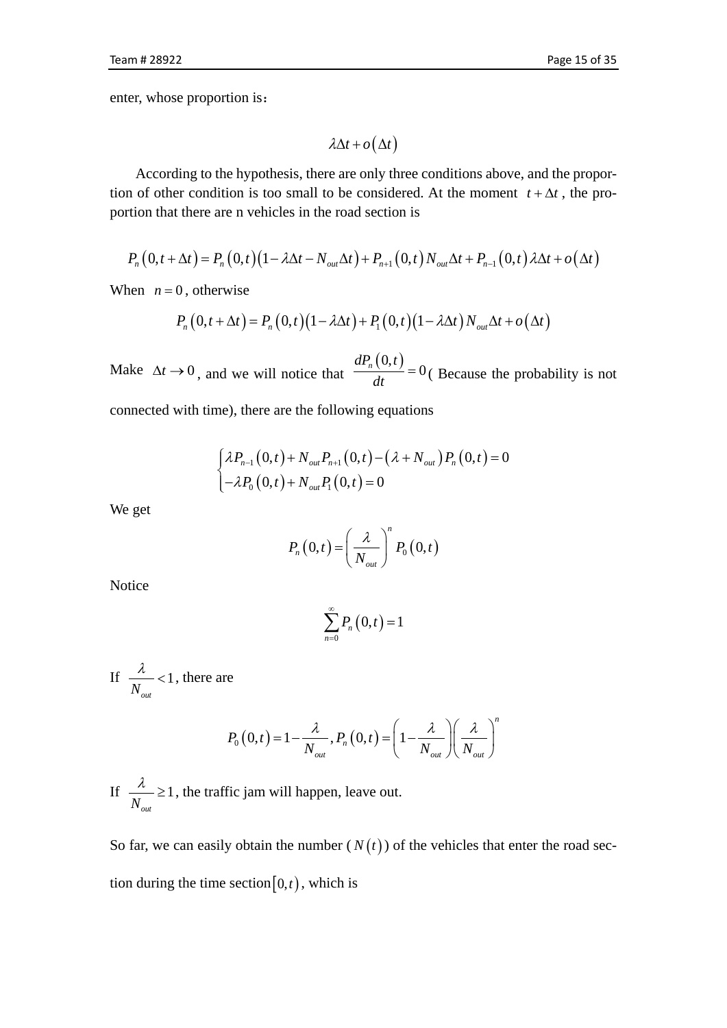enter, whose proportion is：

$$\lambda\Delta t + o\left(\Delta t\right)$$

According to the hypothesis, there are only three conditions above, and the proportion of other condition is too small to be considered. At the moment $t + \Delta t$, the proportion that there are n vehicles in the road section is

$$P_n\left(0, t+\Delta t\right) = P_n\left(0,t\right)\left(1 - \lambda\Delta t - N_{out}\Delta t\right) + P_{n+1}\left(0,t\right)N_{out}\Delta t + P_{n-1}\left(0,t\right)\lambda\Delta t + o\left(\Delta t\right)$$

When $n = 0$, otherwise

$$P_n\left(0, t+\Delta t\right) = P_n\left(0,t\right)\left(1 - \lambda\Delta t\right) + P_1\left(0,t\right)\left(1 - \lambda\Delta t\right)N_{out}\Delta t + o\left(\Delta t\right)$$

Make $\Delta t \to 0$, and we will notice that $\dfrac{dP_n\left(0,t\right)}{dt} = 0$( Because the probability is not connected with time), there are the following equations

$$\begin{cases} \lambda P_{n-1}\left(0,t\right) + N_{out}P_{n+1}\left(0,t\right) - \left(\lambda + N_{out}\right)P_n\left(0,t\right) = 0 \\ -\lambda P_0\left(0,t\right) + N_{out}P_1\left(0,t\right) = 0 \end{cases}$$

We get

$$P_n\left(0,t\right) = \left(\frac{\lambda}{N_{out}}\right)^n P_0\left(0,t\right)$$

Notice

$$\sum_{n=0}^{\infty} P_n\left(0,t\right) = 1$$

If $\dfrac{\lambda}{N_{out}} < 1$, there are

$$P_0\left(0,t\right) = 1 - \frac{\lambda}{N_{out}}, P_n\left(0,t\right) = \left(1 - \frac{\lambda}{N_{out}}\right)\left(\frac{\lambda}{N_{out}}\right)^n$$

If $\dfrac{\lambda}{N_{out}} \geq 1$, the traffic jam will happen, leave out.

So far, we can easily obtain the number ($N\left(t\right)$) of the vehicles that enter the road section during the time section$\left[0,t\right)$, which is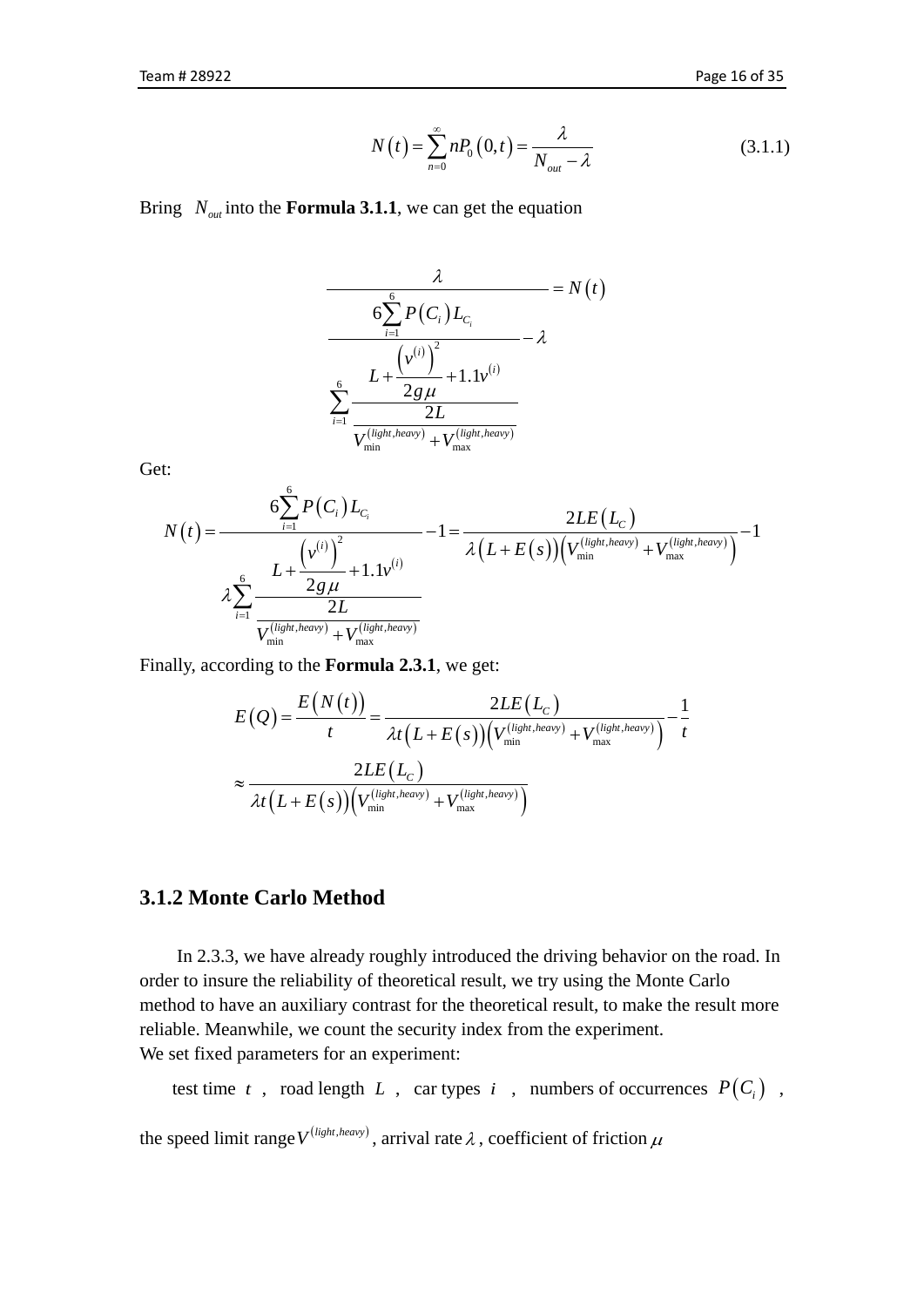$$N(t) = \sum_{n=0}^{\infty} nP_0(0,t) = \frac{\lambda}{N_{out} - \lambda} \tag{3.1.1}$$

Bring $N_{out}$ into the **Formula 3.1.1**, we can get the equation

$$\frac{\lambda}{\dfrac{6\sum_{i=1}^{6} P(C_i) L_{C_i}}{\sum_{i=1}^{6} \dfrac{L + \dfrac{\left(v^{(i)}\right)^2}{2g\mu} + 1.1v^{(i)}}{\dfrac{2L}{V_{\min}^{(light,heavy)} + V_{\max}^{(light,heavy)}}}} - \lambda} = N(t)$$

Get:

$$N(t) = \frac{6\sum_{i=1}^{6} P(C_i) L_{C_i}}{\lambda \sum_{i=1}^{6} \dfrac{L + \dfrac{\left(v^{(i)}\right)^2}{2g\mu} + 1.1v^{(i)}}{\dfrac{2L}{V_{\min}^{(light,heavy)} + V_{\max}^{(light,heavy)}}}} - 1 = \frac{2LE(L_C)}{\lambda\left(L + E(s)\right)\left(V_{\min}^{(light,heavy)} + V_{\max}^{(light,heavy)}\right)} - 1$$

Finally, according to the **Formula 2.3.1**, we get:

$$E(Q) = \frac{E(N(t))}{t} = \frac{2LE(L_C)}{\lambda t\left(L + E(s)\right)\left(V_{\min}^{(light,heavy)} + V_{\max}^{(light,heavy)}\right)} - \frac{1}{t}$$

$$\approx \frac{2LE(L_C)}{\lambda t\left(L + E(s)\right)\left(V_{\min}^{(light,heavy)} + V_{\max}^{(light,heavy)}\right)}$$

### 3.1.2 Monte Carlo Method

In 2.3.3, we have already roughly introduced the driving behavior on the road. In order to insure the reliability of theoretical result, we try using the Monte Carlo method to have an auxiliary contrast for the theoretical result, to make the result more reliable. Meanwhile, we count the security index from the experiment.
We set fixed parameters for an experiment:

test time $t$ , road length $L$ , car types $i$ , numbers of occurrences $P(C_i)$ ,

the speed limit range $V^{(light,heavy)}$, arrival rate $\lambda$, coefficient of friction $\mu$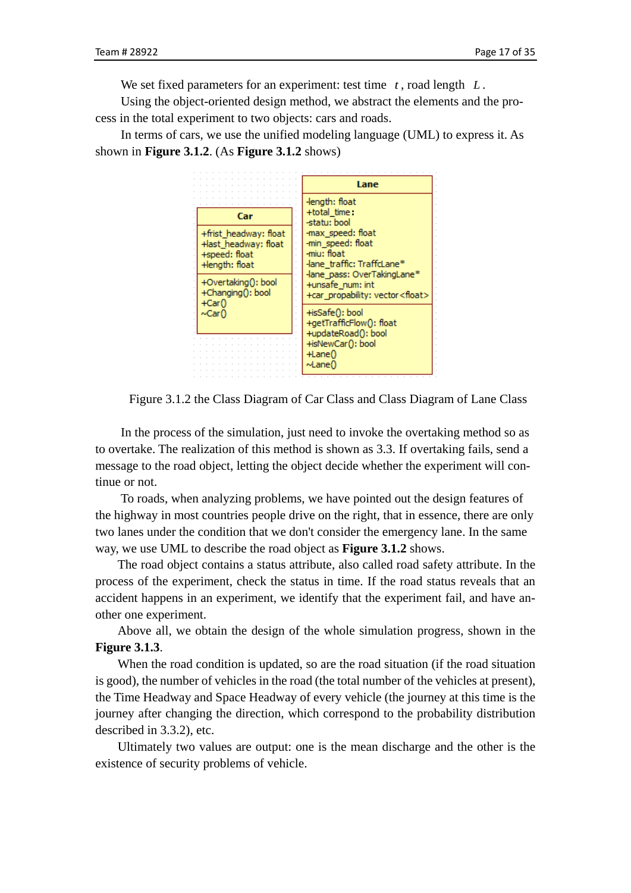We set fixed parameters for an experiment: test time $t$, road length $L$.

Using the object-oriented design method, we abstract the elements and the process in the total experiment to two objects: cars and roads.

In terms of cars, we use the unified modeling language (UML) to express it. As shown in **Figure 3.1.2**. (As **Figure 3.1.2** shows)

| Car |
|---|
| +frist_headway: float<br>+last_headway: float<br>+speed: float<br>+length: float |
| +Overtaking(): bool<br>+Changing(): bool<br>+Car()<br>~Car() |

| Lane |
|---|
| -length: float<br>+total_time:<br>-statu: bool<br>-max_speed: float<br>-min_speed: float<br>-miu: float<br>-lane_traffic: TraffcLane*<br>-lane_pass: OverTakingLane*<br>+unsafe_num: int<br>+car_propability: vector<float> |
| +isSafe(): bool<br>+getTrafficFlow(): float<br>+updateRoad(): bool<br>+isNewCar(): bool<br>+Lane()<br>~Lane() |

Figure 3.1.2 the Class Diagram of Car Class and Class Diagram of Lane Class

In the process of the simulation, just need to invoke the overtaking method so as to overtake. The realization of this method is shown as 3.3. If overtaking fails, send a message to the road object, letting the object decide whether the experiment will continue or not.

To roads, when analyzing problems, we have pointed out the design features of the highway in most countries people drive on the right, that in essence, there are only two lanes under the condition that we don't consider the emergency lane. In the same way, we use UML to describe the road object as **Figure 3.1.2** shows.

The road object contains a status attribute, also called road safety attribute. In the process of the experiment, check the status in time. If the road status reveals that an accident happens in an experiment, we identify that the experiment fail, and have another one experiment.

Above all, we obtain the design of the whole simulation progress, shown in the **Figure 3.1.3**.

When the road condition is updated, so are the road situation (if the road situation is good), the number of vehicles in the road (the total number of the vehicles at present), the Time Headway and Space Headway of every vehicle (the journey at this time is the journey after changing the direction, which correspond to the probability distribution described in 3.3.2), etc.

Ultimately two values are output: one is the mean discharge and the other is the existence of security problems of vehicle.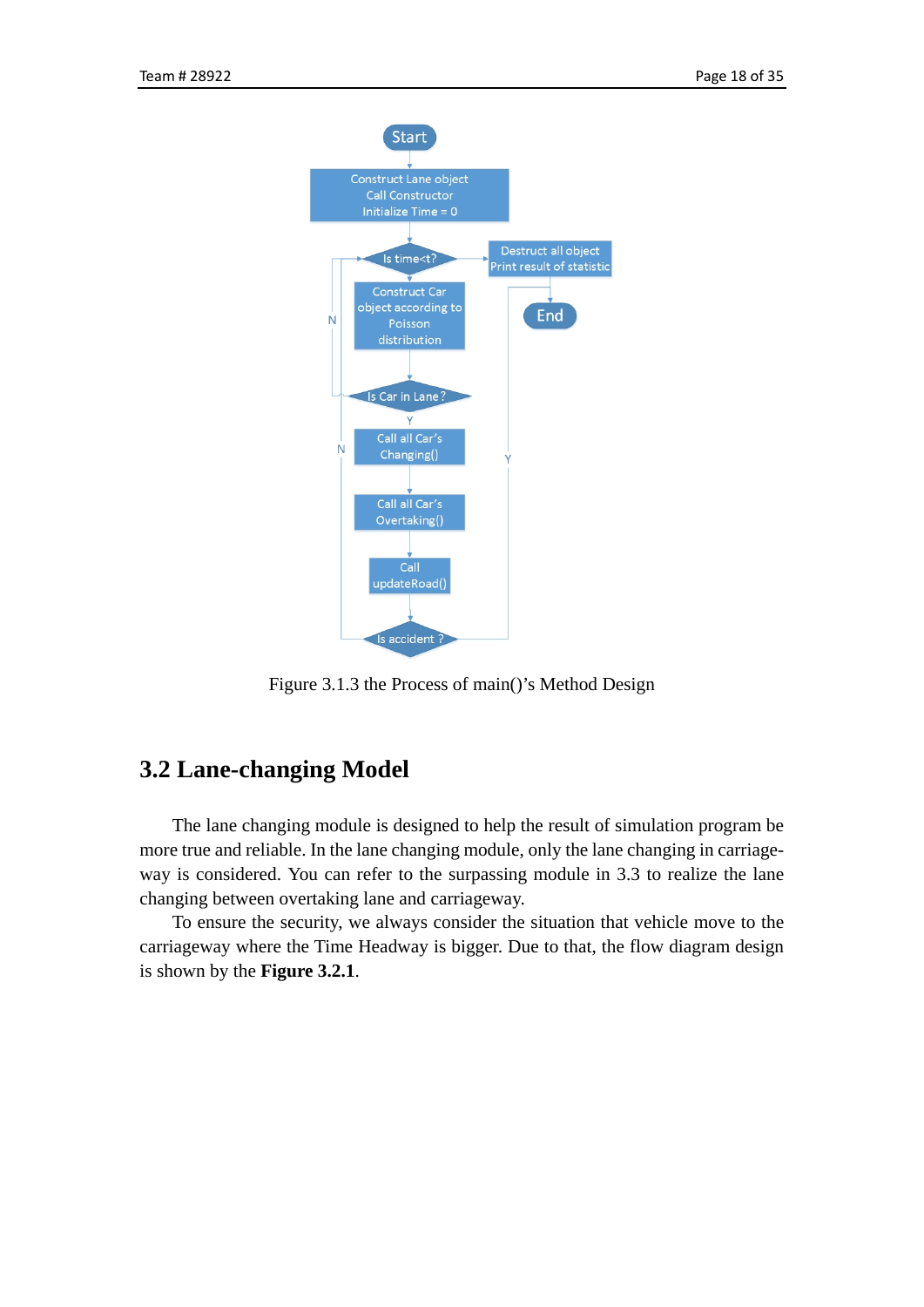Figure 3.1.3 the Process of main()'s Method Design

## 3.2 Lane-changing Model

The lane changing module is designed to help the result of simulation program be more true and reliable. In the lane changing module, only the lane changing in carriageway is considered. You can refer to the surpassing module in 3.3 to realize the lane changing between overtaking lane and carriageway.

To ensure the security, we always consider the situation that vehicle move to the carriageway where the Time Headway is bigger. Due to that, the flow diagram design is shown by the **Figure 3.2.1**.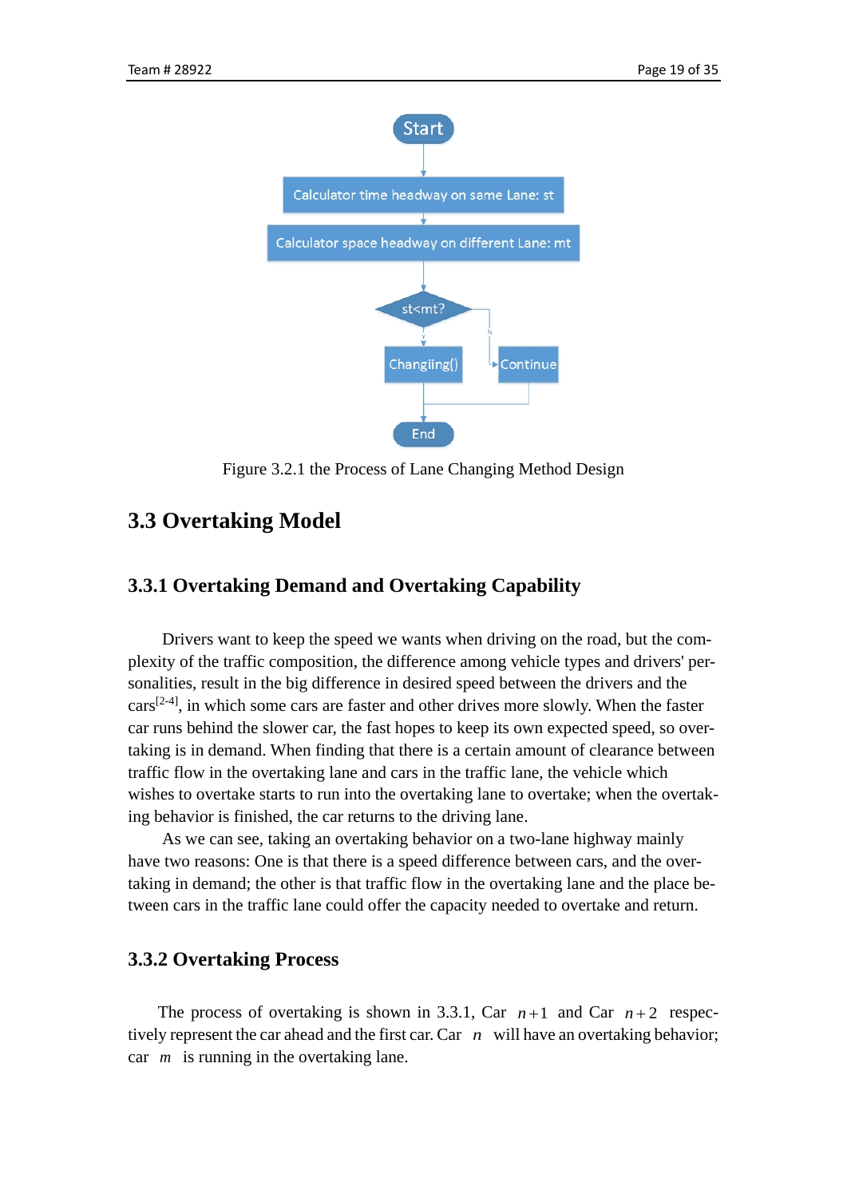Figure 3.2.1 the Process of Lane Changing Method Design

## 3.3 Overtaking Model

### 3.3.1 Overtaking Demand and Overtaking Capability

Drivers want to keep the speed we wants when driving on the road, but the complexity of the traffic composition, the difference among vehicle types and drivers' personalities, result in the big difference in desired speed between the drivers and the cars[2-4], in which some cars are faster and other drives more slowly. When the faster car runs behind the slower car, the fast hopes to keep its own expected speed, so overtaking is in demand. When finding that there is a certain amount of clearance between traffic flow in the overtaking lane and cars in the traffic lane, the vehicle which wishes to overtake starts to run into the overtaking lane to overtake; when the overtaking behavior is finished, the car returns to the driving lane.

As we can see, taking an overtaking behavior on a two-lane highway mainly have two reasons: One is that there is a speed difference between cars, and the overtaking in demand; the other is that traffic flow in the overtaking lane and the place between cars in the traffic lane could offer the capacity needed to overtake and return.

### 3.3.2 Overtaking Process

The process of overtaking is shown in 3.3.1, Car $n+1$ and Car $n+2$ respectively represent the car ahead and the first car. Car $n$ will have an overtaking behavior; car $m$ is running in the overtaking lane.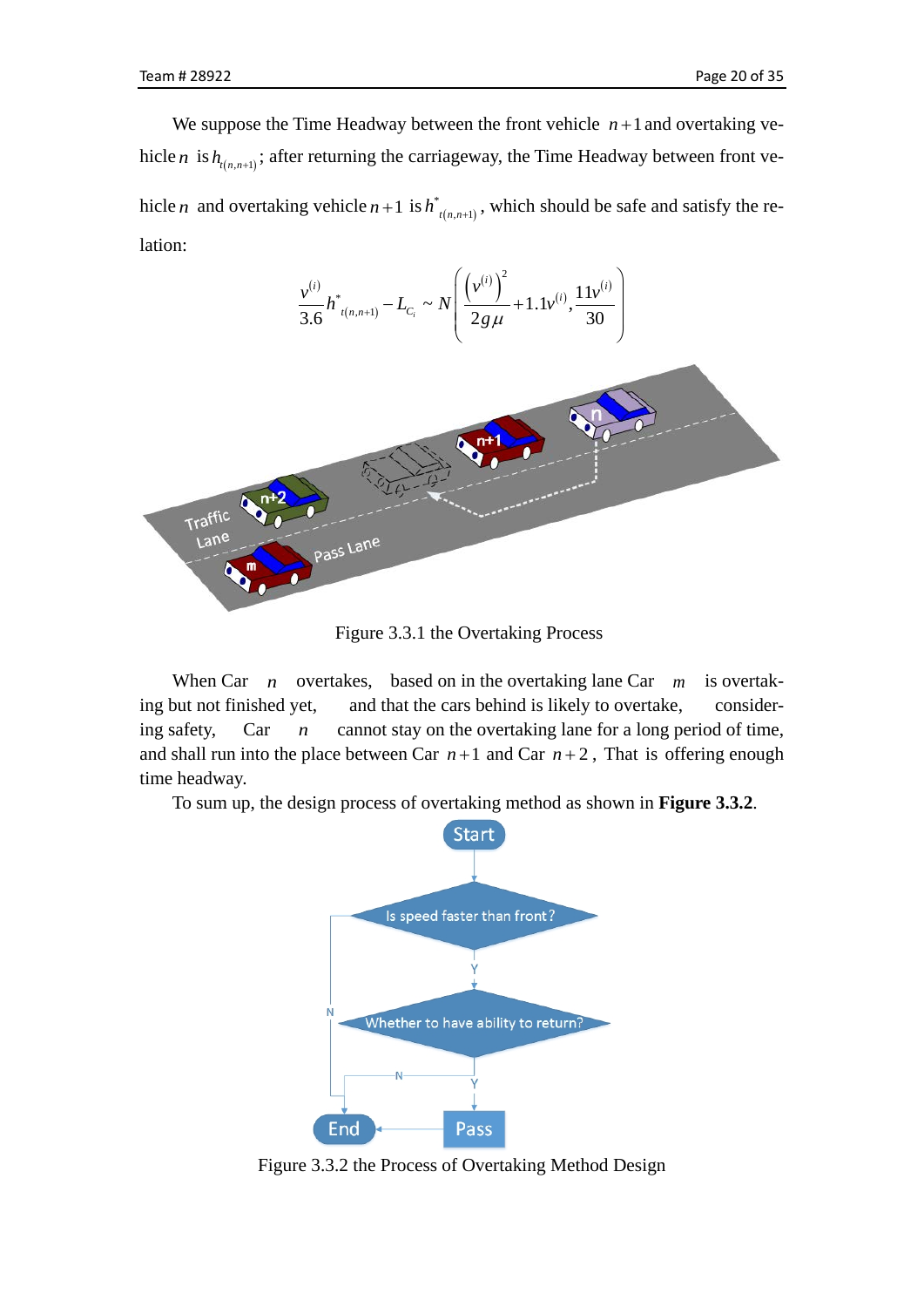We suppose the Time Headway between the front vehicle $n+1$ and overtaking vehicle $n$ is $h_{t(n,n+1)}$; after returning the carriageway, the Time Headway between front vehicle $n$ and overtaking vehicle $n+1$ is $h^{*}_{t(n,n+1)}$, which should be safe and satisfy the relation:

$$\frac{v^{(i)}}{3.6} h^{*}_{t(n,n+1)} - L_{C_i} \sim N\left( \frac{\left(v^{(i)}\right)^2}{2g\mu} + 1.1v^{(i)}, \frac{11v^{(i)}}{30} \right)$$

Figure 3.3.1 the Overtaking Process

When Car $n$ overtakes, based on in the overtaking lane Car $m$ is overtaking but not finished yet, and that the cars behind is likely to overtake, considering safety, Car $n$ cannot stay on the overtaking lane for a long period of time, and shall run into the place between Car $n+1$ and Car $n+2$, That is offering enough time headway.

To sum up, the design process of overtaking method as shown in **Figure 3.3.2**.

Figure 3.3.2 the Process of Overtaking Method Design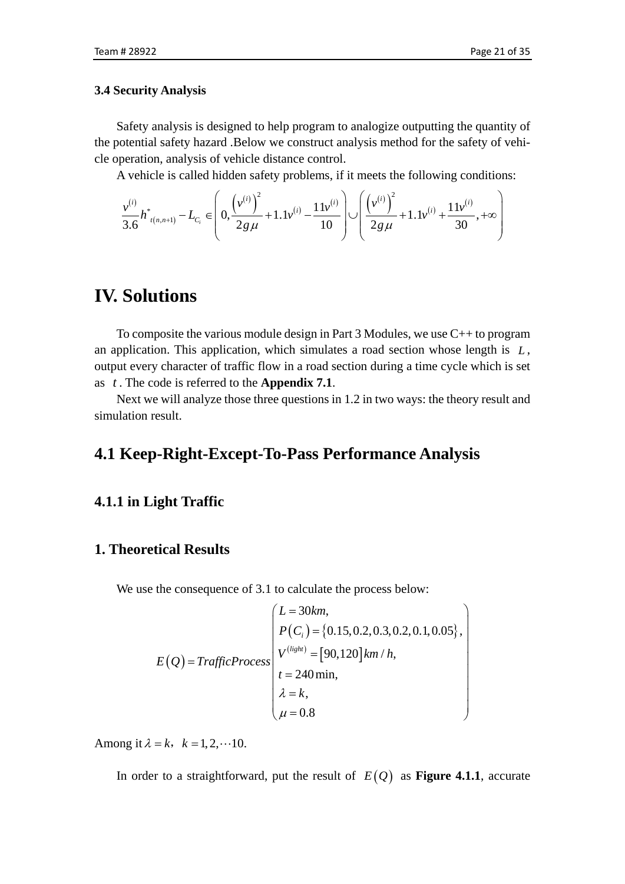### 3.4 Security Analysis

Safety analysis is designed to help program to analogize outputting the quantity of the potential safety hazard .Below we construct analysis method for the safety of vehicle operation, analysis of vehicle distance control.

A vehicle is called hidden safety problems, if it meets the following conditions:

$$\frac{v^{(i)}}{3.6}h^{*}_{t(n,n+1)} - L_{C_i} \in \left(0, \frac{\left(v^{(i)}\right)^2}{2g\mu} + 1.1v^{(i)} - \frac{11v^{(i)}}{10}\right) \cup \left(\frac{\left(v^{(i)}\right)^2}{2g\mu} + 1.1v^{(i)} + \frac{11v^{(i)}}{30}, +\infty\right)$$

# IV. Solutions

To composite the various module design in Part 3 Modules, we use C++ to program an application. This application, which simulates a road section whose length is $L$, output every character of traffic flow in a road section during a time cycle which is set as $t$. The code is referred to the **Appendix 7.1**.

Next we will analyze those three questions in 1.2 in two ways: the theory result and simulation result.

## 4.1 Keep-Right-Except-To-Pass Performance Analysis

### 4.1.1 in Light Traffic

### 1. Theoretical Results

We use the consequence of 3.1 to calculate the process below:

$$E(Q) = TrafficProcess\begin{pmatrix} L = 30km, \\ P(C_i) = \{0.15, 0.2, 0.3, 0.2, 0.1, 0.05\}, \\ V^{(light)} = [90,120]\,km/h, \\ t = 240\min, \\ \lambda = k, \\ \mu = 0.8 \end{pmatrix}$$

Among it $\lambda = k$, $k = 1, 2, \cdots 10$.

In order to a straightforward, put the result of $E(Q)$ as **Figure 4.1.1**, accurate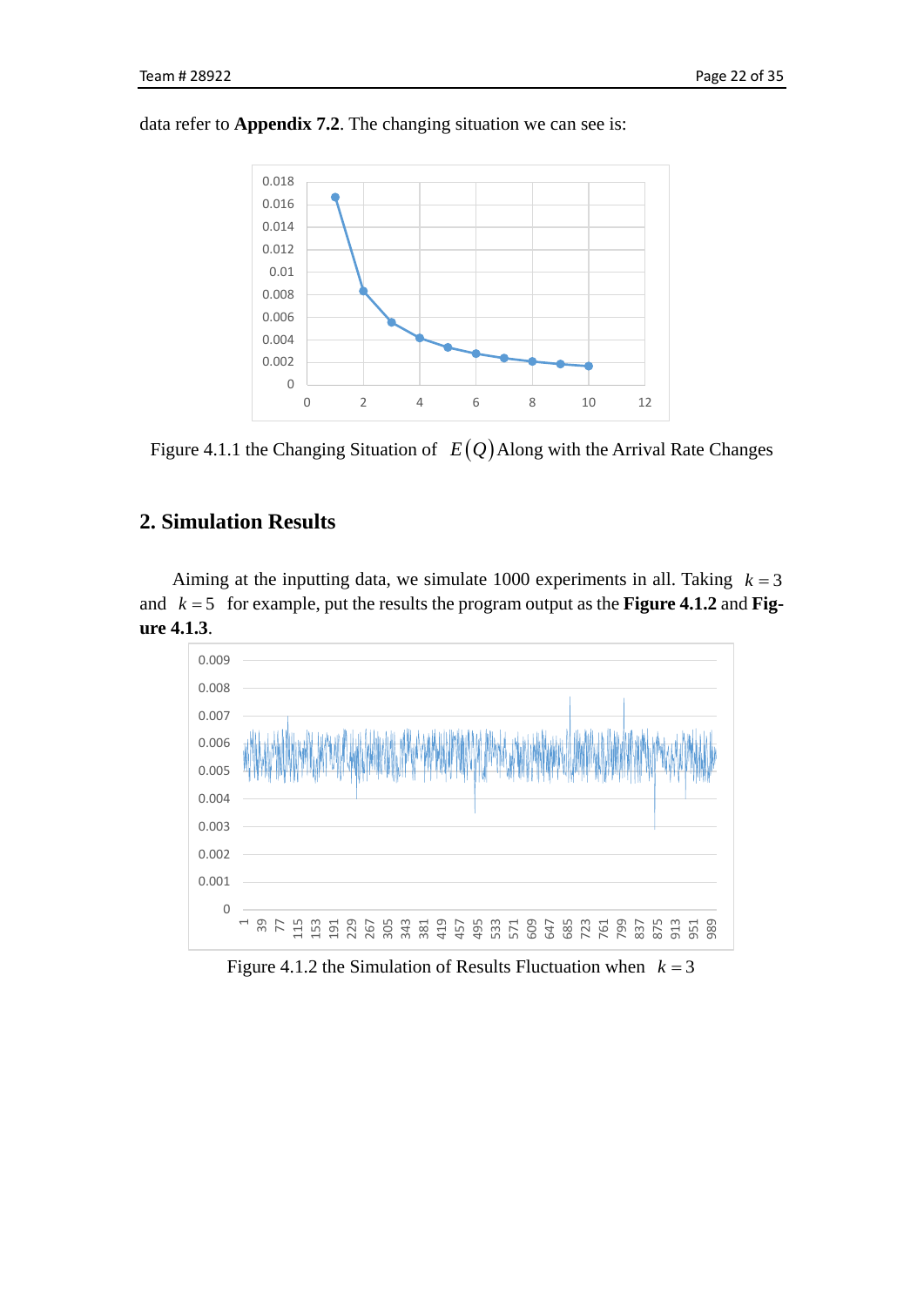data refer to **Appendix 7.2**. The changing situation we can see is:

Figure 4.1.1 the Changing Situation of $E(Q)$ Along with the Arrival Rate Changes

## 2. Simulation Results

Aiming at the inputting data, we simulate 1000 experiments in all. Taking $k=3$ and $k=5$ for example, put the results the program output as the **Figure 4.1.2** and **Figure 4.1.3**.

Figure 4.1.2 the Simulation of Results Fluctuation when $k=3$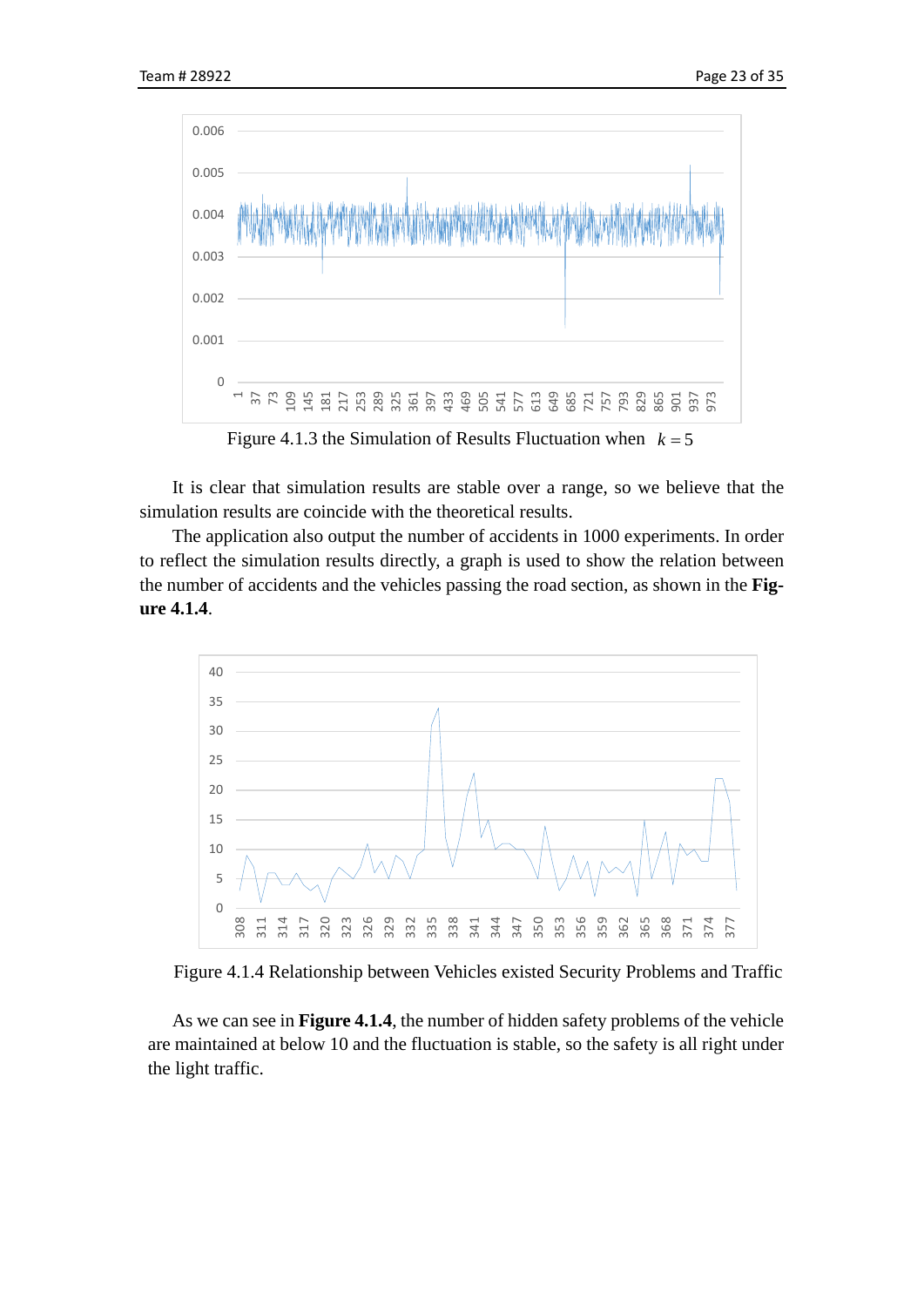Figure 4.1.3 the Simulation of Results Fluctuation when $k = 5$

It is clear that simulation results are stable over a range, so we believe that the simulation results are coincide with the theoretical results.

The application also output the number of accidents in 1000 experiments. In order to reflect the simulation results directly, a graph is used to show the relation between the number of accidents and the vehicles passing the road section, as shown in the **Figure 4.1.4**.

Figure 4.1.4 Relationship between Vehicles existed Security Problems and Traffic

As we can see in **Figure 4.1.4**, the number of hidden safety problems of the vehicle are maintained at below 10 and the fluctuation is stable, so the safety is all right under the light traffic.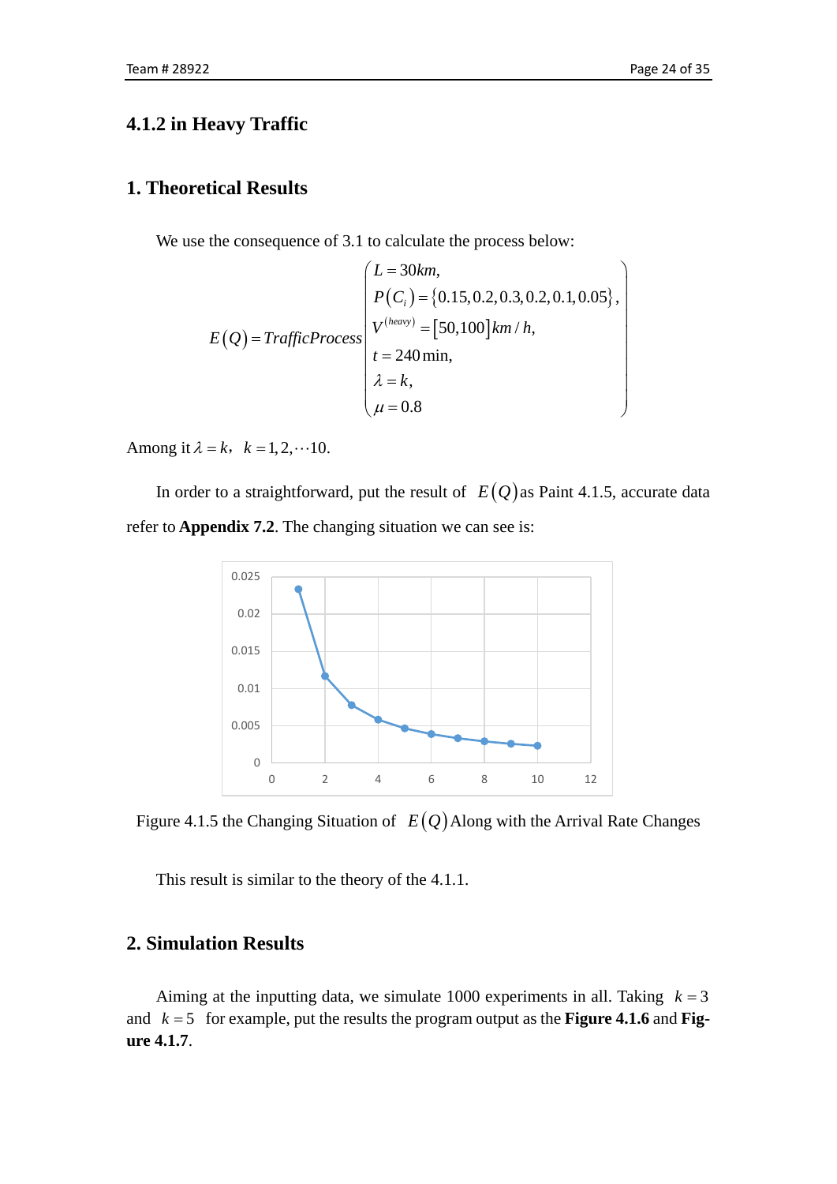### 4.1.2 in Heavy Traffic

### 1. Theoretical Results

We use the consequence of 3.1 to calculate the process below:

$$E(Q) = TrafficProcess\begin{pmatrix} L = 30km, \\ P(C_i) = \{0.15, 0.2, 0.3, 0.2, 0.1, 0.05\}, \\ V^{(heavy)} = [50,100]\, km/h, \\ t = 240\min, \\ \lambda = k, \\ \mu = 0.8 \end{pmatrix}$$

Among it $\lambda = k$, $k = 1, 2, \cdots 10$.

In order to a straightforward, put the result of $E(Q)$ as Paint 4.1.5, accurate data refer to **Appendix 7.2**. The changing situation we can see is:

Figure 4.1.5 the Changing Situation of $E(Q)$ Along with the Arrival Rate Changes

This result is similar to the theory of the 4.1.1.

### 2. Simulation Results

Aiming at the inputting data, we simulate 1000 experiments in all. Taking $k = 3$ and $k = 5$ for example, put the results the program output as the **Figure 4.1.6** and **Figure 4.1.7**.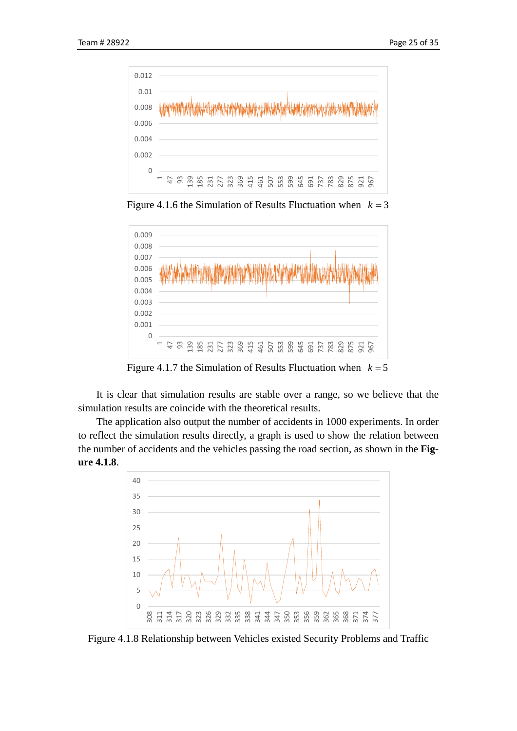Figure 4.1.6 the Simulation of Results Fluctuation when $k = 3$

Figure 4.1.7 the Simulation of Results Fluctuation when $k = 5$

It is clear that simulation results are stable over a range, so we believe that the simulation results are coincide with the theoretical results.

The application also output the number of accidents in 1000 experiments. In order to reflect the simulation results directly, a graph is used to show the relation between the number of accidents and the vehicles passing the road section, as shown in the **Figure 4.1.8**.

Figure 4.1.8 Relationship between Vehicles existed Security Problems and Traffic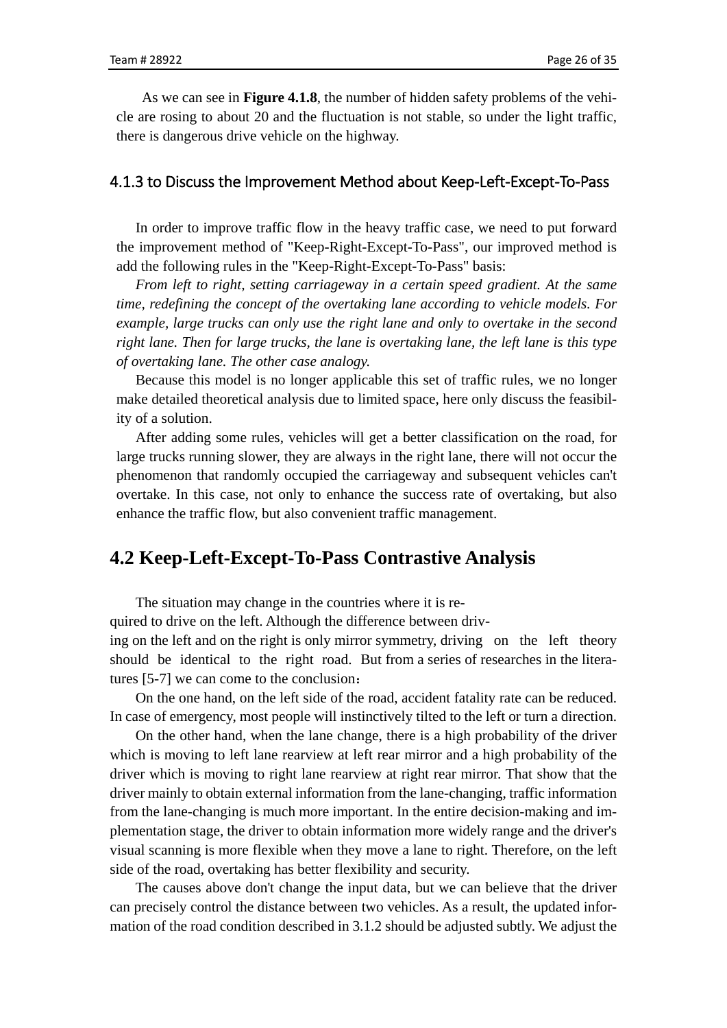As we can see in **Figure 4.1.8**, the number of hidden safety problems of the vehicle are rosing to about 20 and the fluctuation is not stable, so under the light traffic, there is dangerous drive vehicle on the highway.

### 4.1.3 to Discuss the Improvement Method about Keep-Left-Except-To-Pass

In order to improve traffic flow in the heavy traffic case, we need to put forward the improvement method of "Keep-Right-Except-To-Pass", our improved method is add the following rules in the "Keep-Right-Except-To-Pass" basis:

*From left to right, setting carriageway in a certain speed gradient. At the same time, redefining the concept of the overtaking lane according to vehicle models. For example, large trucks can only use the right lane and only to overtake in the second right lane. Then for large trucks, the lane is overtaking lane, the left lane is this type of overtaking lane. The other case analogy.*

Because this model is no longer applicable this set of traffic rules, we no longer make detailed theoretical analysis due to limited space, here only discuss the feasibility of a solution.

After adding some rules, vehicles will get a better classification on the road, for large trucks running slower, they are always in the right lane, there will not occur the phenomenon that randomly occupied the carriageway and subsequent vehicles can't overtake. In this case, not only to enhance the success rate of overtaking, but also enhance the traffic flow, but also convenient traffic management.

## 4.2 Keep-Left-Except-To-Pass Contrastive Analysis

The situation may change in the countries where it is required to drive on the left. Although the difference between driving on the left and on the right is only mirror symmetry, driving on the left theory should be identical to the right road. But from a series of researches in the literatures [5-7] we can come to the conclusion：

On the one hand, on the left side of the road, accident fatality rate can be reduced. In case of emergency, most people will instinctively tilted to the left or turn a direction.

On the other hand, when the lane change, there is a high probability of the driver which is moving to left lane rearview at left rear mirror and a high probability of the driver which is moving to right lane rearview at right rear mirror. That show that the driver mainly to obtain external information from the lane-changing, traffic information from the lane-changing is much more important. In the entire decision-making and implementation stage, the driver to obtain information more widely range and the driver's visual scanning is more flexible when they move a lane to right. Therefore, on the left side of the road, overtaking has better flexibility and security.

The causes above don't change the input data, but we can believe that the driver can precisely control the distance between two vehicles. As a result, the updated information of the road condition described in 3.1.2 should be adjusted subtly. We adjust the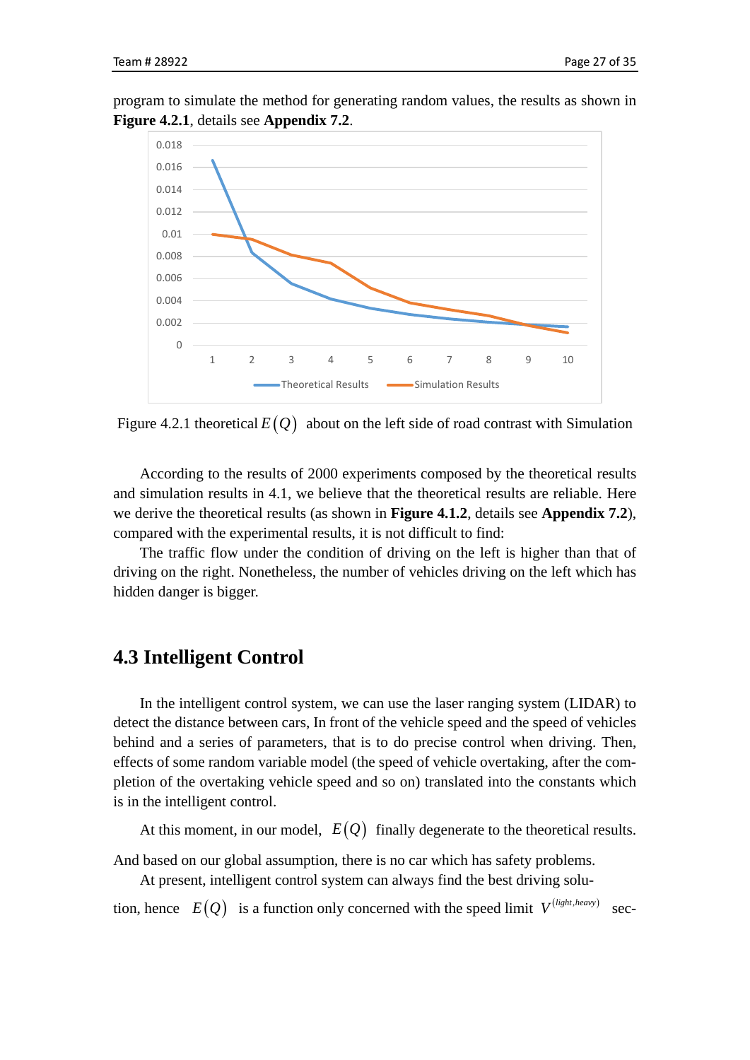program to simulate the method for generating random values, the results as shown in **Figure 4.2.1**, details see **Appendix 7.2**.

Figure 4.2.1 theoretical $E(Q)$ about on the left side of road contrast with Simulation

According to the results of 2000 experiments composed by the theoretical results and simulation results in 4.1, we believe that the theoretical results are reliable. Here we derive the theoretical results (as shown in **Figure 4.1.2**, details see **Appendix 7.2**), compared with the experimental results, it is not difficult to find:

The traffic flow under the condition of driving on the left is higher than that of driving on the right. Nonetheless, the number of vehicles driving on the left which has hidden danger is bigger.

## 4.3 Intelligent Control

In the intelligent control system, we can use the laser ranging system (LIDAR) to detect the distance between cars, In front of the vehicle speed and the speed of vehicles behind and a series of parameters, that is to do precise control when driving. Then, effects of some random variable model (the speed of vehicle overtaking, after the completion of the overtaking vehicle speed and so on) translated into the constants which is in the intelligent control.

At this moment, in our model, $E(Q)$ finally degenerate to the theoretical results. And based on our global assumption, there is no car which has safety problems.

At present, intelligent control system can always find the best driving solution, hence $E(Q)$ is a function only concerned with the speed limit $V^{(light,heavy)}$ sec-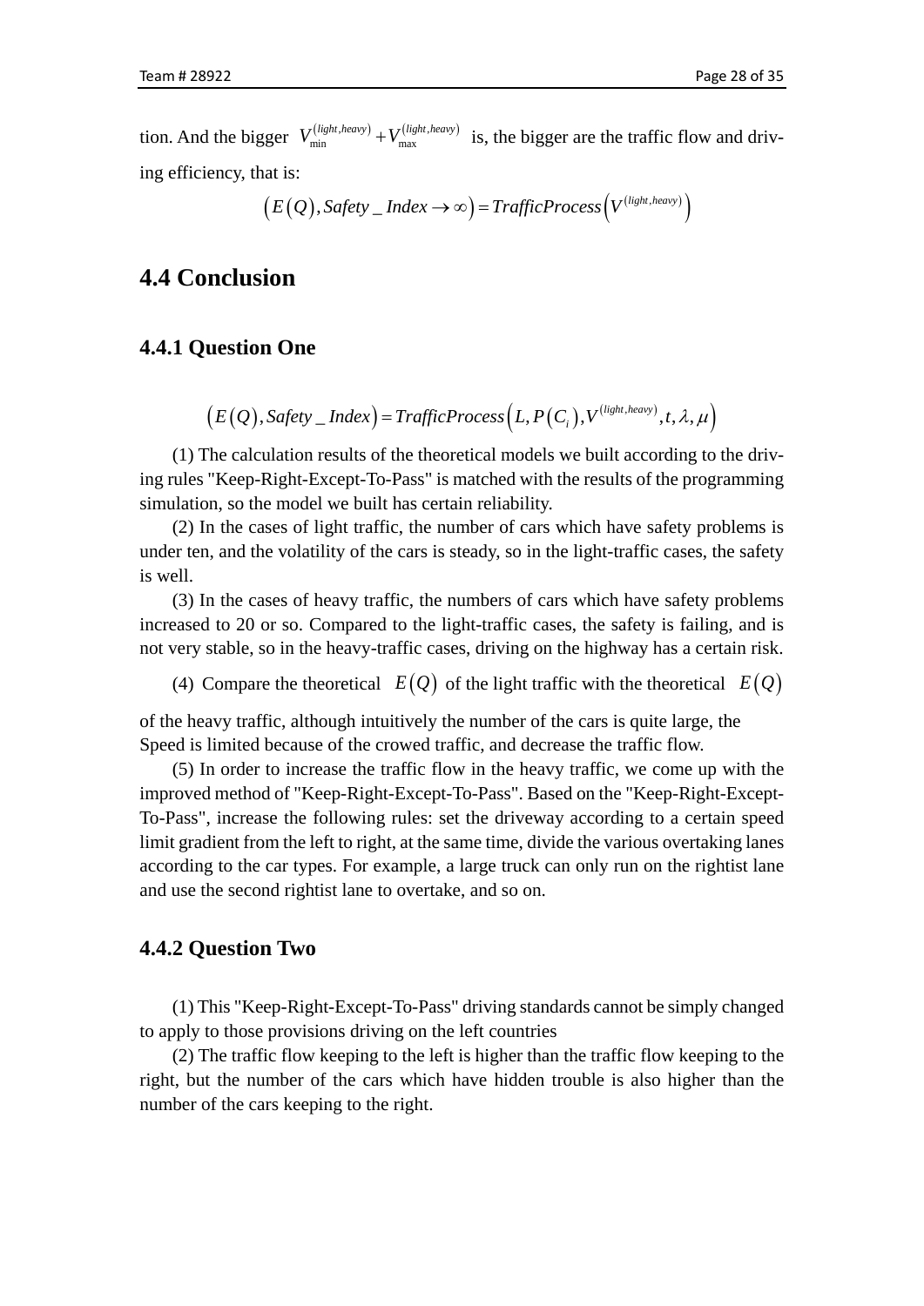tion. And the bigger $V_{\min}^{(light,heavy)}+V_{\max}^{(light,heavy)}$ is, the bigger are the traffic flow and driving efficiency, that is:

$$\left(E(Q), Safety\_Index \to \infty\right) = TrafficProcess\left(V^{(light,heavy)}\right)$$

## 4.4 Conclusion

### 4.4.1 Question One

$$\left(E(Q), Safety\_Index\right) = TrafficProcess\left(L, P(C_i), V^{(light,heavy)}, t, \lambda, \mu\right)$$

(1) The calculation results of the theoretical models we built according to the driving rules "Keep-Right-Except-To-Pass" is matched with the results of the programming simulation, so the model we built has certain reliability.

(2) In the cases of light traffic, the number of cars which have safety problems is under ten, and the volatility of the cars is steady, so in the light-traffic cases, the safety is well.

(3) In the cases of heavy traffic, the numbers of cars which have safety problems increased to 20 or so. Compared to the light-traffic cases, the safety is failing, and is not very stable, so in the heavy-traffic cases, driving on the highway has a certain risk.

(4) Compare the theoretical $E(Q)$ of the light traffic with the theoretical $E(Q)$ of the heavy traffic, although intuitively the number of the cars is quite large, the Speed is limited because of the crowed traffic, and decrease the traffic flow.

(5) In order to increase the traffic flow in the heavy traffic, we come up with the improved method of "Keep-Right-Except-To-Pass". Based on the "Keep-Right-Except-To-Pass", increase the following rules: set the driveway according to a certain speed limit gradient from the left to right, at the same time, divide the various overtaking lanes according to the car types. For example, a large truck can only run on the rightist lane and use the second rightist lane to overtake, and so on.

### 4.4.2 Question Two

(1) This "Keep-Right-Except-To-Pass" driving standards cannot be simply changed to apply to those provisions driving on the left countries

(2) The traffic flow keeping to the left is higher than the traffic flow keeping to the right, but the number of the cars which have hidden trouble is also higher than the number of the cars keeping to the right.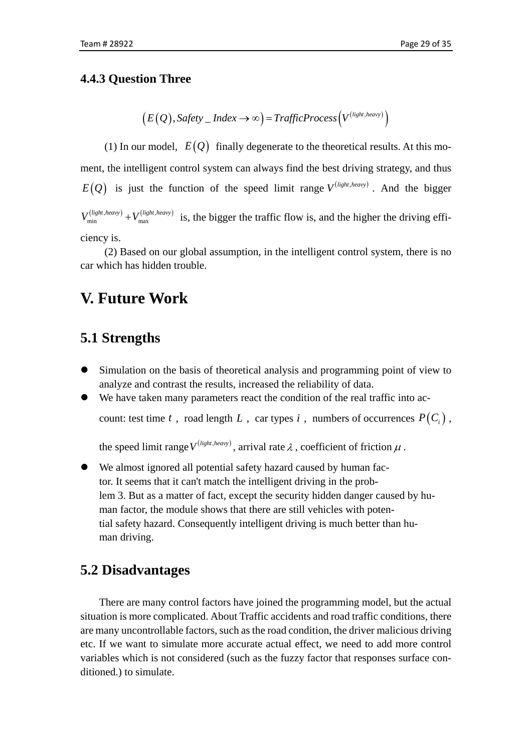### 4.4.3 Question Three

$$\left(E(Q), Safety\_Index \to \infty\right) = TrafficProcess\left(V^{(light,heavy)}\right)$$

(1) In our model, $E(Q)$ finally degenerate to the theoretical results. At this moment, the intelligent control system can always find the best driving strategy, and thus $E(Q)$ is just the function of the speed limit range $V^{(light,heavy)}$. And the bigger $V_{\min}^{(light,heavy)} + V_{\max}^{(light,heavy)}$ is, the bigger the traffic flow is, and the higher the driving efficiency is.

(2) Based on our global assumption, in the intelligent control system, there is no car which has hidden trouble.

# V. Future Work

## 5.1 Strengths

- Simulation on the basis of theoretical analysis and programming point of view to analyze and contrast the results, increased the reliability of data.
- We have taken many parameters react the condition of the real traffic into account: test time $t$, road length $L$, car types $i$, numbers of occurrences $P(C_i)$, the speed limit range $V^{(light,heavy)}$, arrival rate $\lambda$, coefficient of friction $\mu$.
- We almost ignored all potential safety hazard caused by human factor. It seems that it can't match the intelligent driving in the problem 3. But as a matter of fact, except the security hidden danger caused by human factor, the module shows that there are still vehicles with potential safety hazard. Consequently intelligent driving is much better than human driving.

## 5.2 Disadvantages

There are many control factors have joined the programming model, but the actual situation is more complicated. About Traffic accidents and road traffic conditions, there are many uncontrollable factors, such as the road condition, the driver malicious driving etc. If we want to simulate more accurate actual effect, we need to add more control variables which is not considered (such as the fuzzy factor that responses surface conditioned.) to simulate.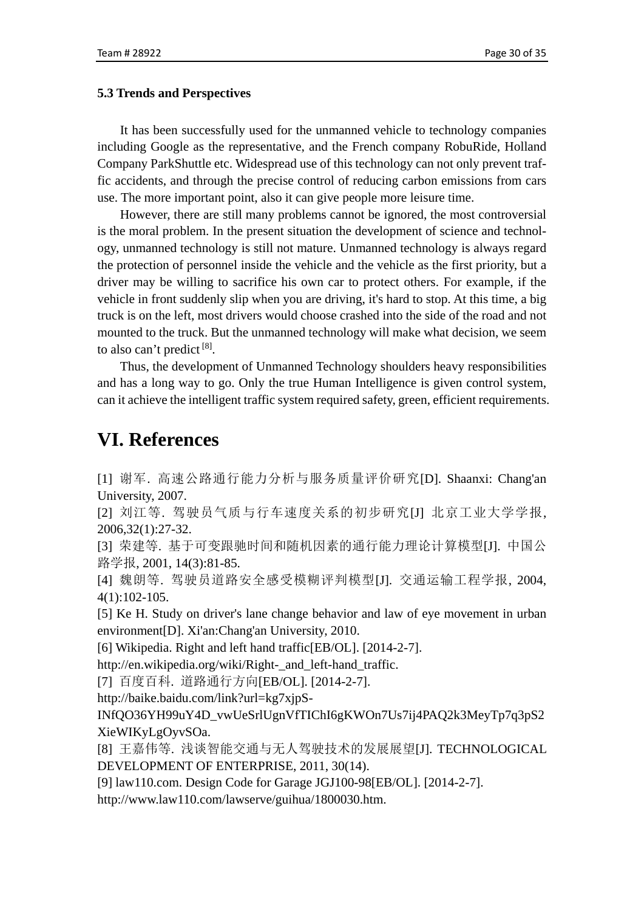### 5.3 Trends and Perspectives

It has been successfully used for the unmanned vehicle to technology companies including Google as the representative, and the French company RobuRide, Holland Company ParkShuttle etc. Widespread use of this technology can not only prevent traffic accidents, and through the precise control of reducing carbon emissions from cars use. The more important point, also it can give people more leisure time.

However, there are still many problems cannot be ignored, the most controversial is the moral problem. In the present situation the development of science and technology, unmanned technology is still not mature. Unmanned technology is always regard the protection of personnel inside the vehicle and the vehicle as the first priority, but a driver may be willing to sacrifice his own car to protect others. For example, if the vehicle in front suddenly slip when you are driving, it's hard to stop. At this time, a big truck is on the left, most drivers would choose crashed into the side of the road and not mounted to the truck. But the unmanned technology will make what decision, we seem to also can't predict [8].

Thus, the development of Unmanned Technology shoulders heavy responsibilities and has a long way to go. Only the true Human Intelligence is given control system, can it achieve the intelligent traffic system required safety, green, efficient requirements.

# VI. References

[1] 谢军. 高速公路通行能力分析与服务质量评价研究[D]. Shaanxi: Chang'an University, 2007.

[2] 刘江等. 驾驶员气质与行车速度关系的初步研究[J] 北京工业大学学报, 2006,32(1):27-32.

[3] 荣建等. 基于可变跟驰时间和随机因素的通行能力理论计算模型[J]. 中国公路学报, 2001, 14(3):81-85.

[4] 魏朗等. 驾驶员道路安全感受模糊评判模型[J]. 交通运输工程学报, 2004, 4(1):102-105.

[5] Ke H. Study on driver's lane change behavior and law of eye movement in urban environment[D]. Xi'an:Chang'an University, 2010.

[6] Wikipedia. Right and left hand traffic[EB/OL]. [2014-2-7]. http://en.wikipedia.org/wiki/Right-_and_left-hand_traffic.

[7] 百度百科. 道路通行方向[EB/OL]. [2014-2-7]. http://baike.baidu.com/link?url=kg7xjpS-INfQO36YH99uY4D_vwUeSrlUgnVfTIChI6gKWOn7Us7ij4PAQ2k3MeyTp7q3pS2XieWIKyLgOyvSOa.

[8] 王嘉伟等. 浅谈智能交通与无人驾驶技术的发展展望[J]. TECHNOLOGICAL DEVELOPMENT OF ENTERPRISE, 2011, 30(14).

[9] law110.com. Design Code for Garage JGJ100-98[EB/OL]. [2014-2-7]. http://www.law110.com/lawserve/guihua/1800030.htm.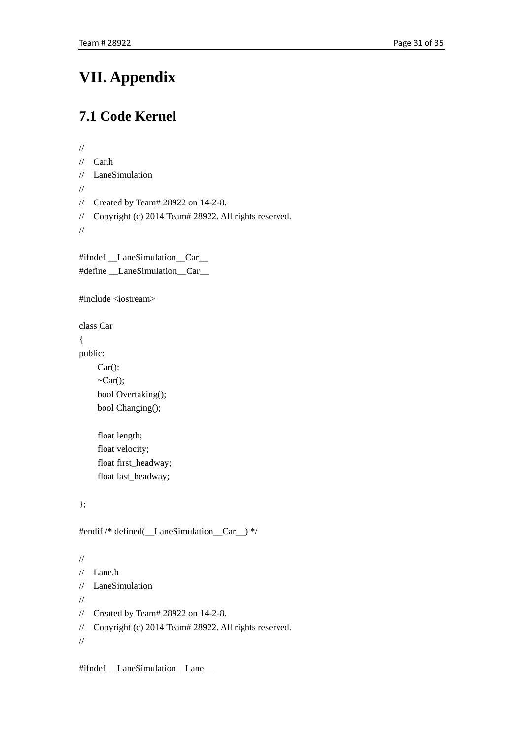# VII. Appendix

## 7.1 Code Kernel

```
//
//  Car.h
//  LaneSimulation
//
//  Created by Team# 28922 on 14-2-8.
//  Copyright (c) 2014 Team# 28922. All rights reserved.
//

#ifndef __LaneSimulation__Car__
#define __LaneSimulation__Car__

#include <iostream>

class Car
{
public:
    Car();
    ~Car();
    bool Overtaking();
    bool Changing();

    float length;
    float velocity;
    float first_headway;
    float last_headway;

};

#endif /* defined(__LaneSimulation__Car__) */

//
//  Lane.h
//  LaneSimulation
//
//  Created by Team# 28922 on 14-2-8.
//  Copyright (c) 2014 Team# 28922. All rights reserved.
//

#ifndef __LaneSimulation__Lane__
```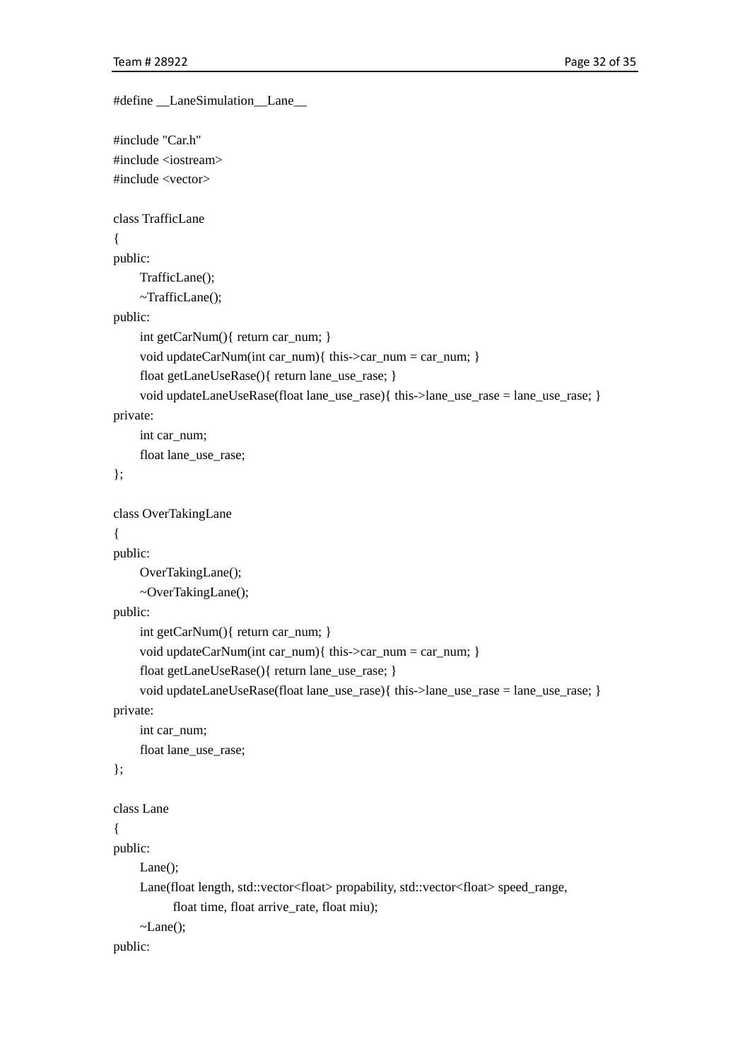```
#define __LaneSimulation__Lane__

#include "Car.h"
#include <iostream>
#include <vector>

class TrafficLane
{
public:
    TrafficLane();
    ~TrafficLane();
public:
    int getCarNum(){ return car_num; }
    void updateCarNum(int car_num){ this->car_num = car_num; }
    float getLaneUseRase(){ return lane_use_rase; }
    void updateLaneUseRase(float lane_use_rase){ this->lane_use_rase = lane_use_rase; }
private:
    int car_num;
    float lane_use_rase;
};

class OverTakingLane
{
public:
    OverTakingLane();
    ~OverTakingLane();
public:
    int getCarNum(){ return car_num; }
    void updateCarNum(int car_num){ this->car_num = car_num; }
    float getLaneUseRase(){ return lane_use_rase; }
    void updateLaneUseRase(float lane_use_rase){ this->lane_use_rase = lane_use_rase; }
private:
    int car_num;
    float lane_use_rase;
};

class Lane
{
public:
    Lane();
    Lane(float length, std::vector<float> propability, std::vector<float> speed_range,
         float time, float arrive_rate, float miu);
    ~Lane();
public:
```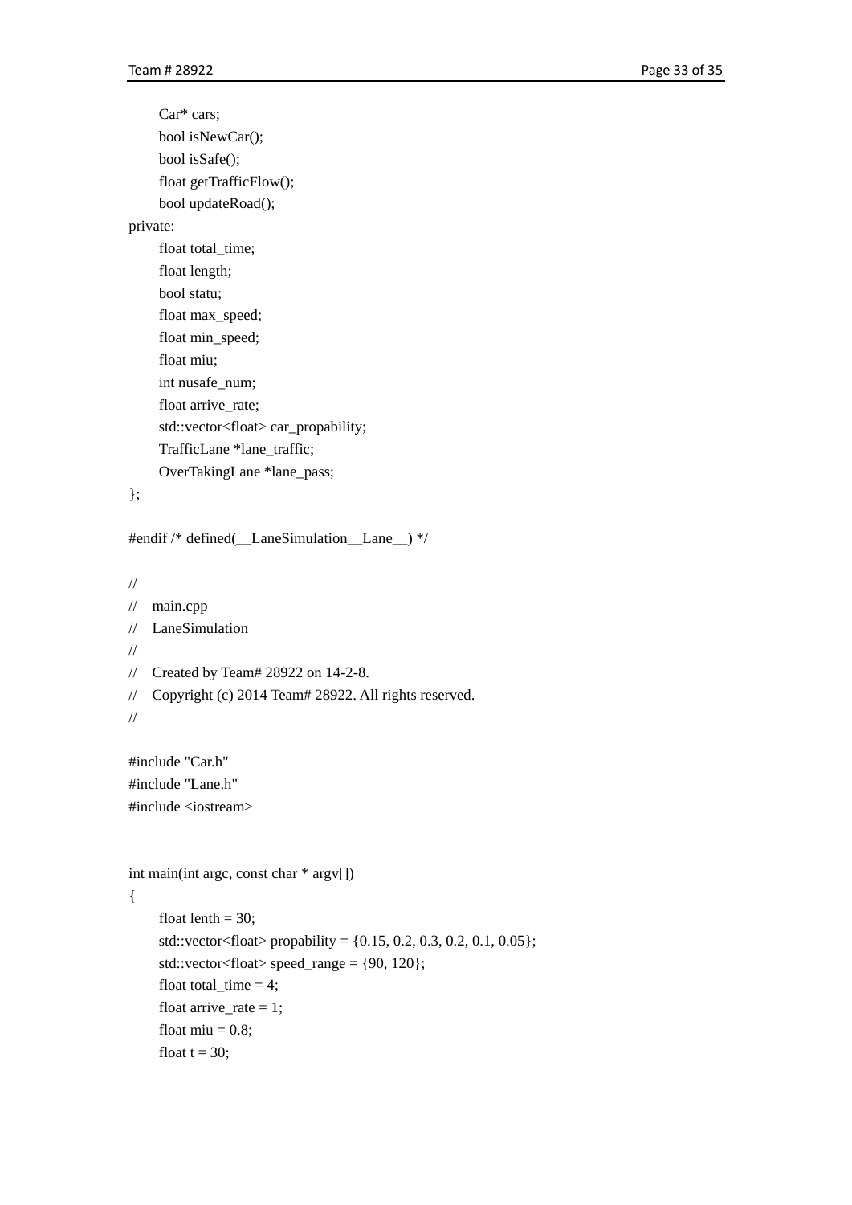```
    Car* cars;
    bool isNewCar();
    bool isSafe();
    float getTrafficFlow();
    bool updateRoad();
private:
    float total_time;
    float length;
    bool statu;
    float max_speed;
    float min_speed;
    float miu;
    int nusafe_num;
    float arrive_rate;
    std::vector<float> car_propability;
    TrafficLane *lane_traffic;
    OverTakingLane *lane_pass;
};

#endif /* defined(__LaneSimulation__Lane__) */

//
//  main.cpp
//  LaneSimulation
//
//  Created by Team# 28922 on 14-2-8.
//  Copyright (c) 2014 Team# 28922. All rights reserved.
//

#include "Car.h"
#include "Lane.h"
#include <iostream>


int main(int argc, const char * argv[])
{
    float lenth = 30;
    std::vector<float> propability = {0.15, 0.2, 0.3, 0.2, 0.1, 0.05};
    std::vector<float> speed_range = {90, 120};
    float total_time = 4;
    float arrive_rate = 1;
    float miu = 0.8;
    float t = 30;
```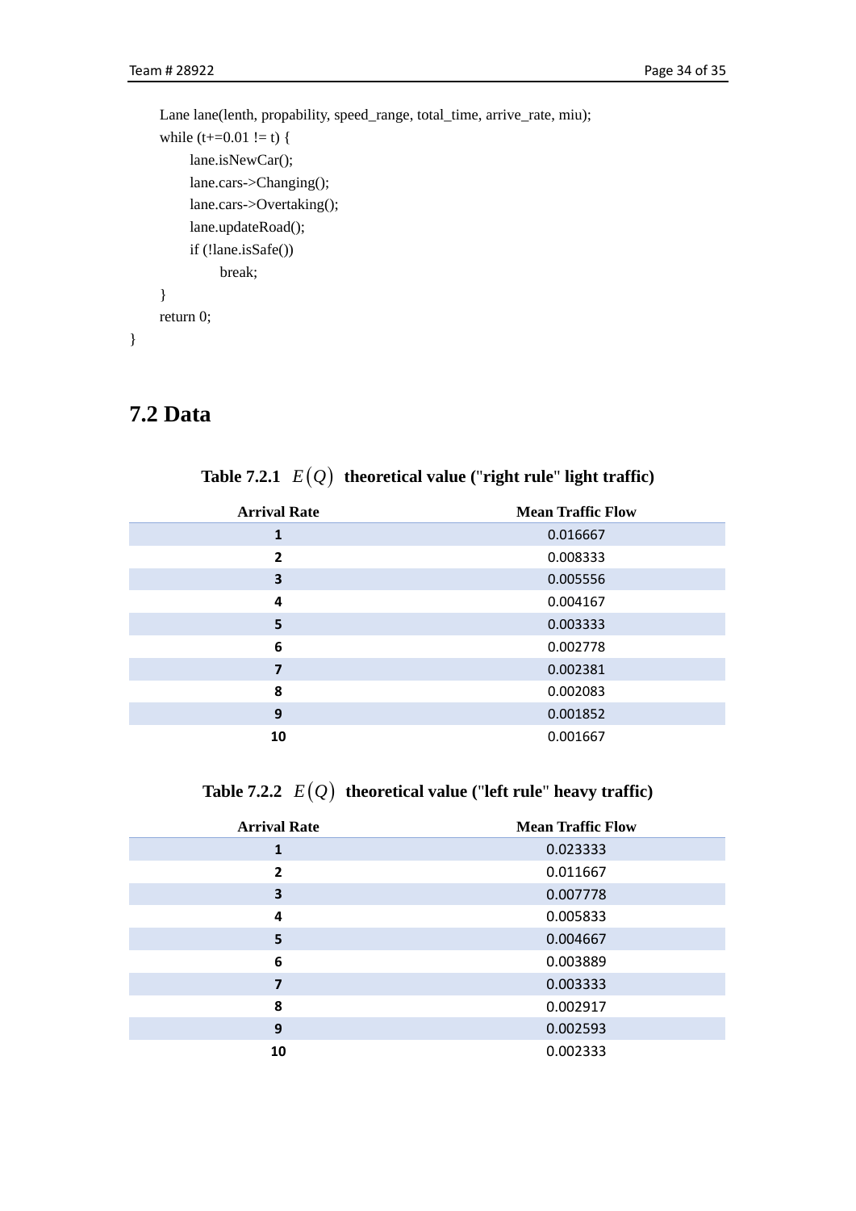```
    Lane lane(lenth, propability, speed_range, total_time, arrive_rate, miu);
    while (t+=0.01 != t) {
        lane.isNewCar();
        lane.cars->Changing();
        lane.cars->Overtaking();
        lane.updateRoad();
        if (!lane.isSafe())
            break;
    }
    return 0;
}
```

## 7.2 Data

**Table 7.2.1 $E(Q)$ theoretical value ("right rule" light traffic)**

| Arrival Rate | Mean Traffic Flow |
|---|---|
| 1 | 0.016667 |
| 2 | 0.008333 |
| 3 | 0.005556 |
| 4 | 0.004167 |
| 5 | 0.003333 |
| 6 | 0.002778 |
| 7 | 0.002381 |
| 8 | 0.002083 |
| 9 | 0.001852 |
| 10 | 0.001667 |

**Table 7.2.2 $E(Q)$ theoretical value ("left rule" heavy traffic)**

| Arrival Rate | Mean Traffic Flow |
|---|---|
| 1 | 0.023333 |
| 2 | 0.011667 |
| 3 | 0.007778 |
| 4 | 0.005833 |
| 5 | 0.004667 |
| 6 | 0.003889 |
| 7 | 0.003333 |
| 8 | 0.002917 |
| 9 | 0.002593 |
| 10 | 0.002333 |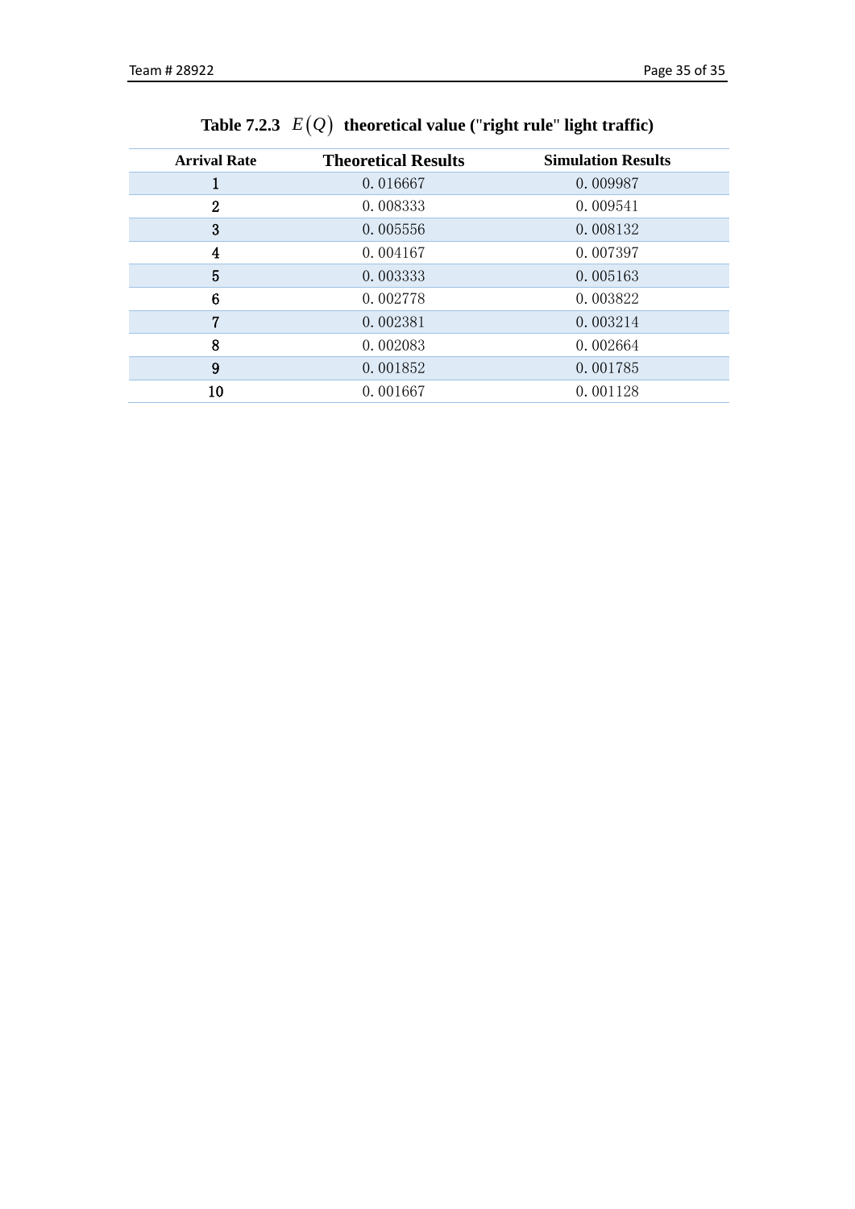**Table 7.2.3 $E(Q)$ theoretical value ("right rule" light traffic)**

| Arrival Rate | Theoretical Results | Simulation Results |
|---|---|---|
| 1 | 0. 016667 | 0. 009987 |
| 2 | 0. 008333 | 0. 009541 |
| 3 | 0. 005556 | 0. 008132 |
| 4 | 0. 004167 | 0. 007397 |
| 5 | 0. 003333 | 0. 005163 |
| 6 | 0. 002778 | 0. 003822 |
| 7 | 0. 002381 | 0. 003214 |
| 8 | 0. 002083 | 0. 002664 |
| 9 | 0. 001852 | 0. 001785 |
| 10 | 0. 001667 | 0. 001128 |